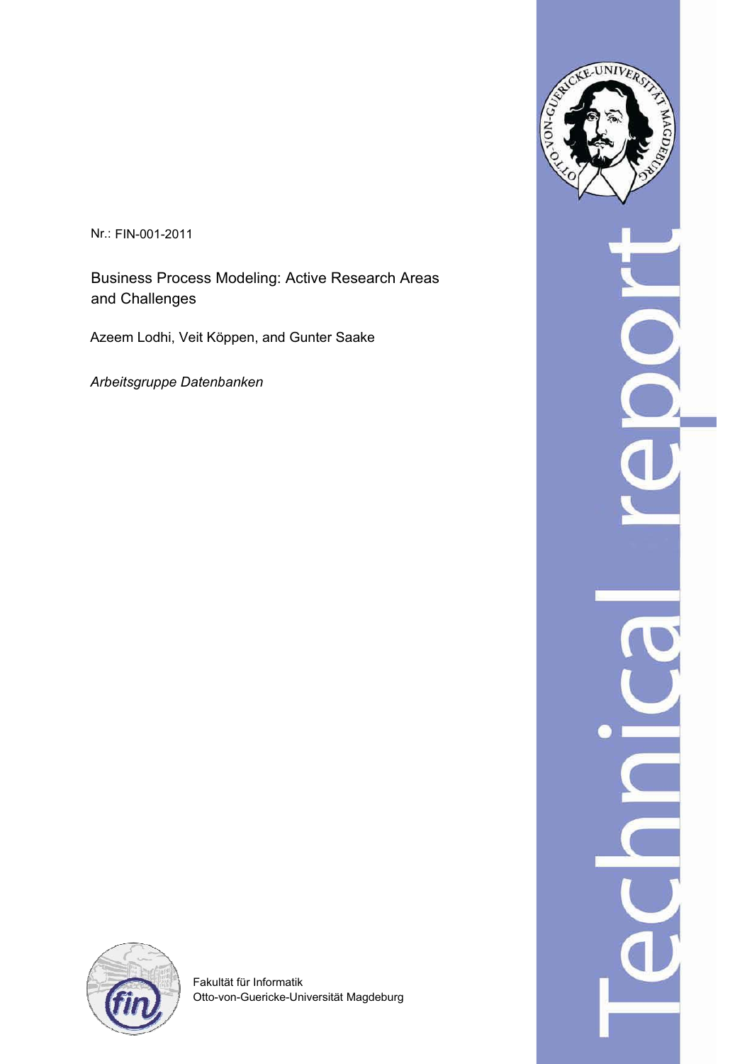Nr.: FIN-001-2011

# Business Process Modeling: Active Research Areas and Challenges

Azeem Lodhi, Veit Köppen, and Gunter Saake

*Arbeitsgruppe Datenbanken*

Technical report

Fakultät für Informatik
Otto-von-Guericke-Universität Magdeburg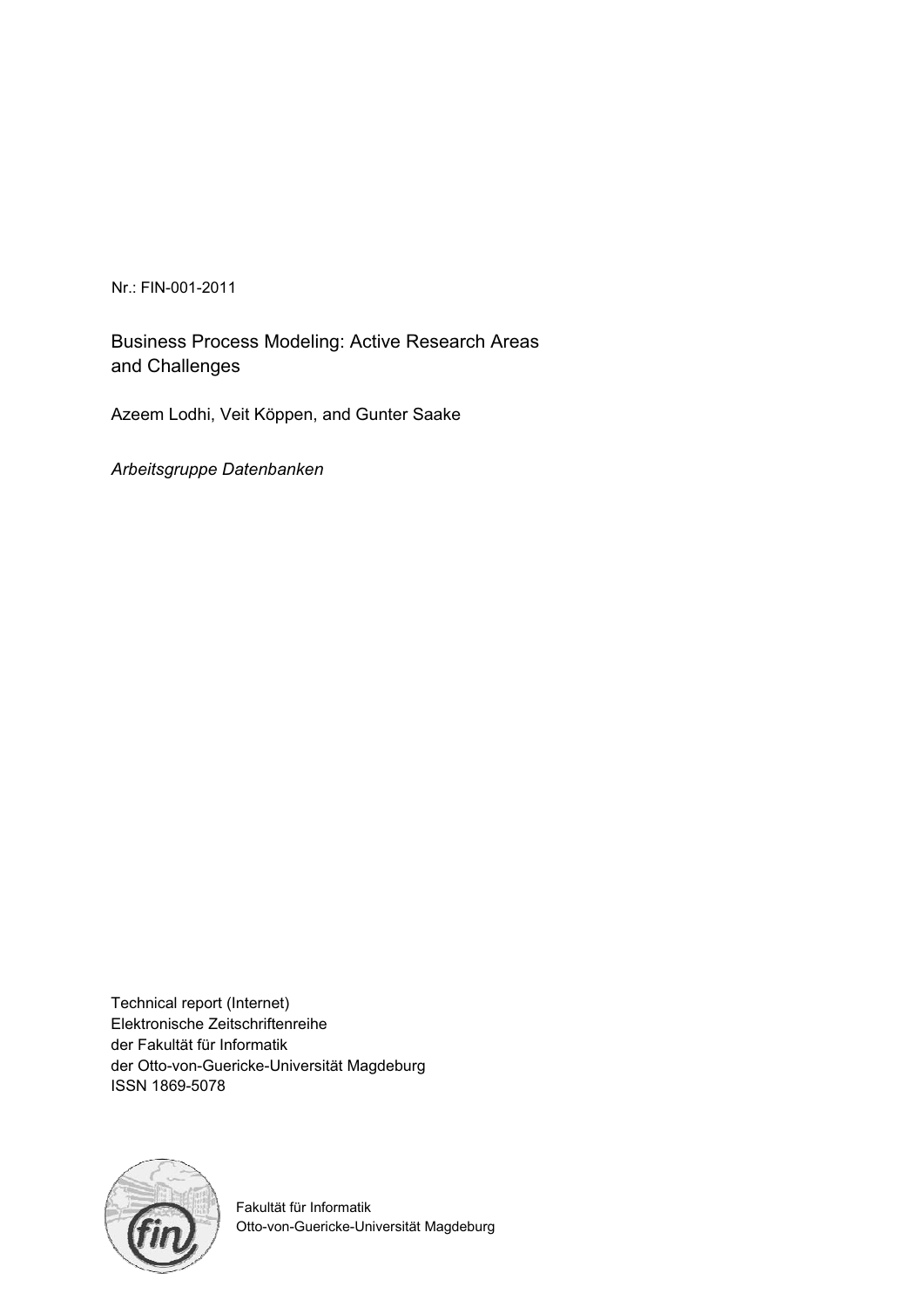Nr.: FIN-001-2011

# Business Process Modeling: Active Research Areas and Challenges

Azeem Lodhi, Veit Köppen, and Gunter Saake

*Arbeitsgruppe Datenbanken*

Technical report (Internet)
Elektronische Zeitschriftenreihe
der Fakultät für Informatik
der Otto-von-Guericke-Universität Magdeburg
ISSN 1869-5078

Fakultät für Informatik
Otto-von-Guericke-Universität Magdeburg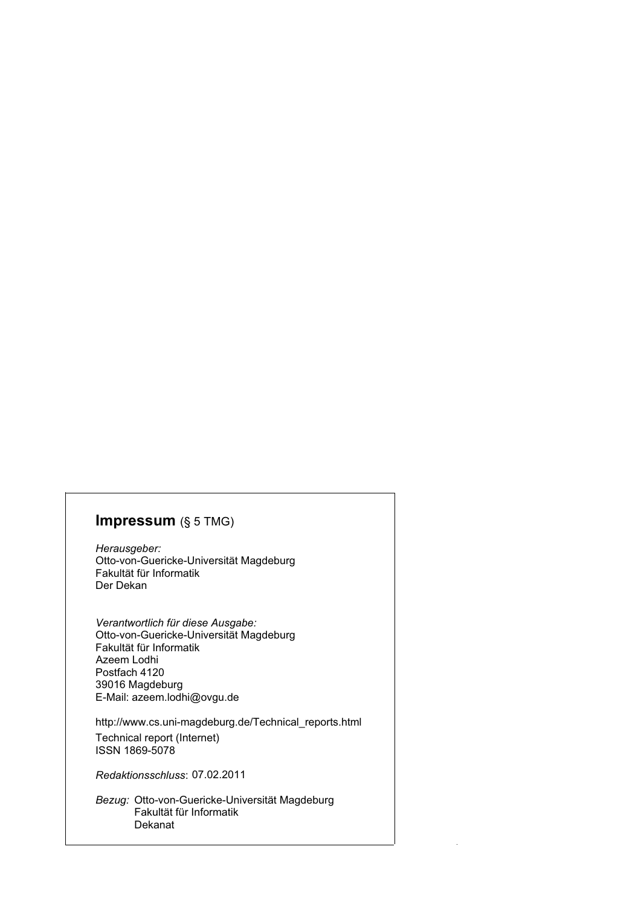## **Impressum** (§ 5 TMG)

*Herausgeber:*
Otto-von-Guericke-Universität Magdeburg
Fakultät für Informatik
Der Dekan

*Verantwortlich für diese Ausgabe:*
Otto-von-Guericke-Universität Magdeburg
Fakultät für Informatik
Azeem Lodhi
Postfach 4120
39016 Magdeburg
E-Mail: azeem.lodhi@ovgu.de

http://www.cs.uni-magdeburg.de/Technical_reports.html
Technical report (Internet)
ISSN 1869-5078

*Redaktionsschluss*: 07.02.2011

*Bezug:* Otto-von-Guericke-Universität Magdeburg
Fakultät für Informatik
Dekanat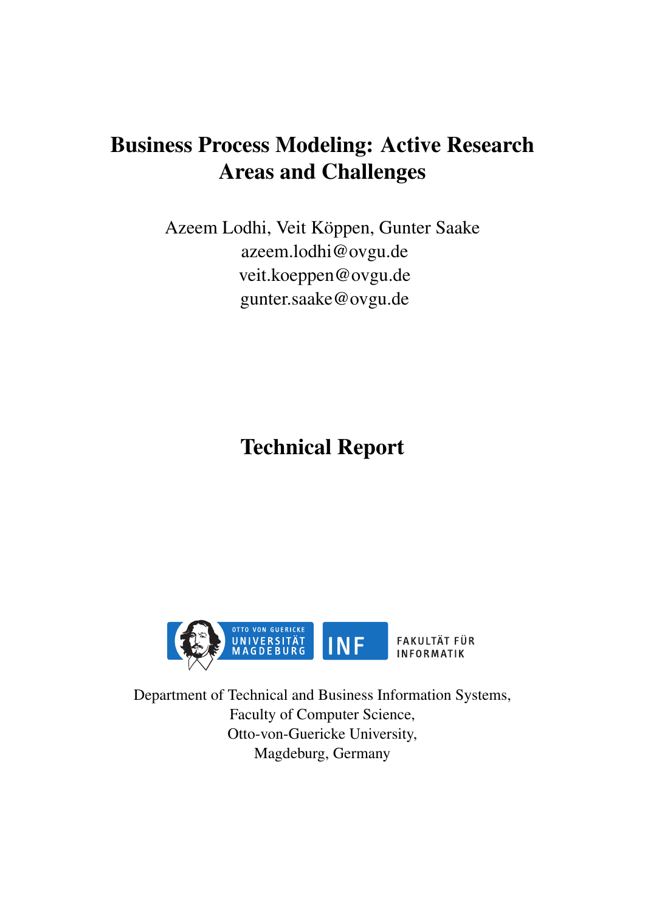# Business Process Modeling: Active Research Areas and Challenges

Azeem Lodhi, Veit Köppen, Gunter Saake
azeem.lodhi@ovgu.de
veit.koeppen@ovgu.de
gunter.saake@ovgu.de

# Technical Report

Department of Technical and Business Information Systems,
Faculty of Computer Science,
Otto-von-Guericke University,
Magdeburg, Germany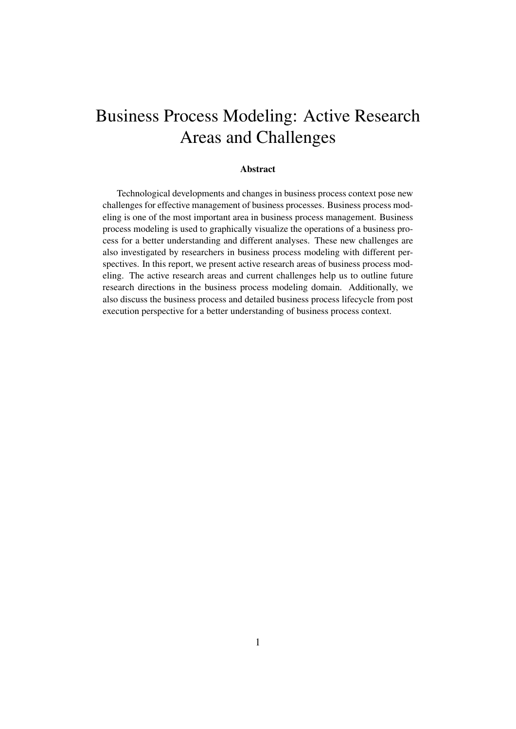# Business Process Modeling: Active Research Areas and Challenges

**Abstract**

Technological developments and changes in business process context pose new challenges for effective management of business processes. Business process modeling is one of the most important area in business process management. Business process modeling is used to graphically visualize the operations of a business process for a better understanding and different analyses. These new challenges are also investigated by researchers in business process modeling with different perspectives. In this report, we present active research areas of business process modeling. The active research areas and current challenges help us to outline future research directions in the business process modeling domain. Additionally, we also discuss the business process and detailed business process lifecycle from post execution perspective for a better understanding of business process context.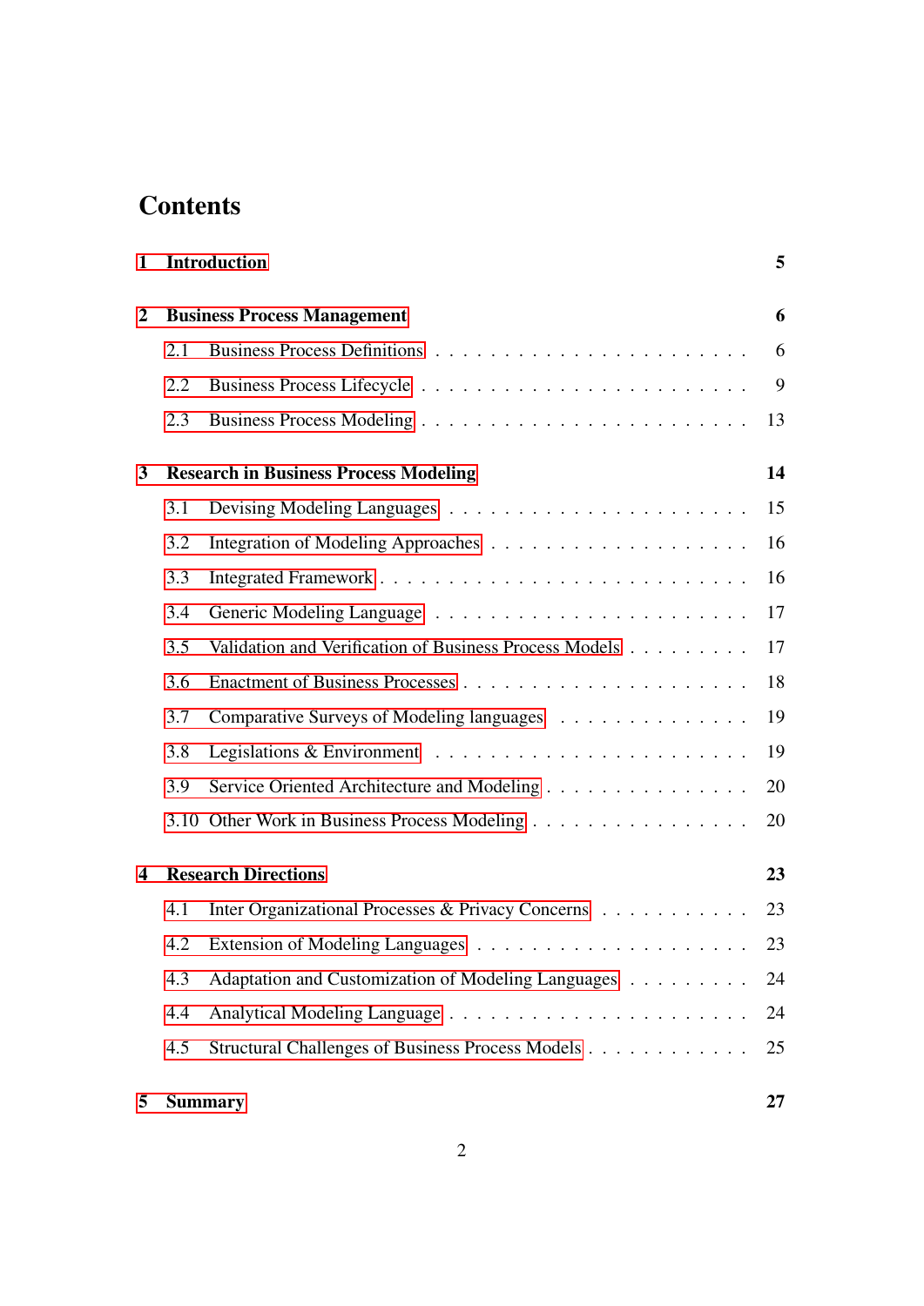# Contents

**1 Introduction** **5**

**2 Business Process Management** **6**

- 2.1 Business Process Definitions . . . . . . . . . . . . . . . . . . . . . . 6
- 2.2 Business Process Lifecycle . . . . . . . . . . . . . . . . . . . . . . . 9
- 2.3 Business Process Modeling . . . . . . . . . . . . . . . . . . . . . . . 13

**3 Research in Business Process Modeling** **14**

- 3.1 Devising Modeling Languages . . . . . . . . . . . . . . . . . . . . . 15
- 3.2 Integration of Modeling Approaches . . . . . . . . . . . . . . . . . . 16
- 3.3 Integrated Framework . . . . . . . . . . . . . . . . . . . . . . . . . . 16
- 3.4 Generic Modeling Language . . . . . . . . . . . . . . . . . . . . . . 17
- 3.5 Validation and Verification of Business Process Models . . . . . . . . . 17
- 3.6 Enactment of Business Processes . . . . . . . . . . . . . . . . . . . . 18
- 3.7 Comparative Surveys of Modeling languages . . . . . . . . . . . . . . 19
- 3.8 Legislations & Environment . . . . . . . . . . . . . . . . . . . . . . 19
- 3.9 Service Oriented Architecture and Modeling . . . . . . . . . . . . . . 20
- 3.10 Other Work in Business Process Modeling . . . . . . . . . . . . . . . 20

**4 Research Directions** **23**

- 4.1 Inter Organizational Processes & Privacy Concerns . . . . . . . . . . . 23
- 4.2 Extension of Modeling Languages . . . . . . . . . . . . . . . . . . . 23
- 4.3 Adaptation and Customization of Modeling Languages . . . . . . . . . 24
- 4.4 Analytical Modeling Language . . . . . . . . . . . . . . . . . . . . . 24
- 4.5 Structural Challenges of Business Process Models . . . . . . . . . . . 25

**5 Summary** **27**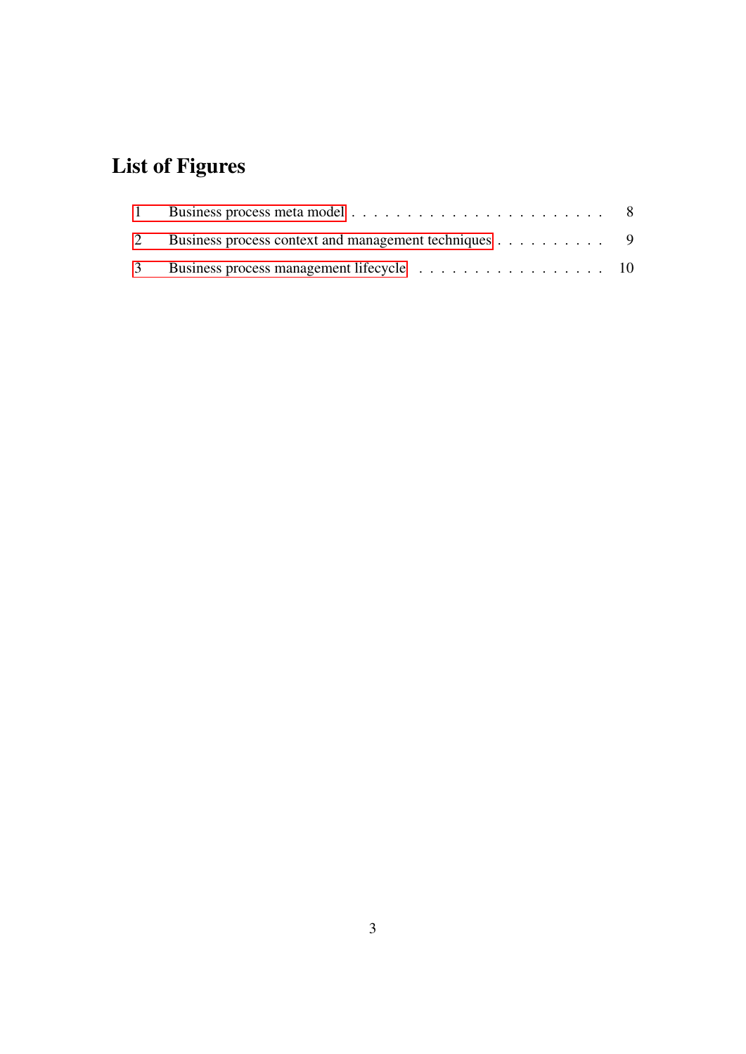# List of Figures

1 Business process meta model . . . . . . . . . . . . . . . . . . . . . . . 8
2 Business process context and management techniques . . . . . . . . . . 9
3 Business process management lifecycle . . . . . . . . . . . . . . . . . 10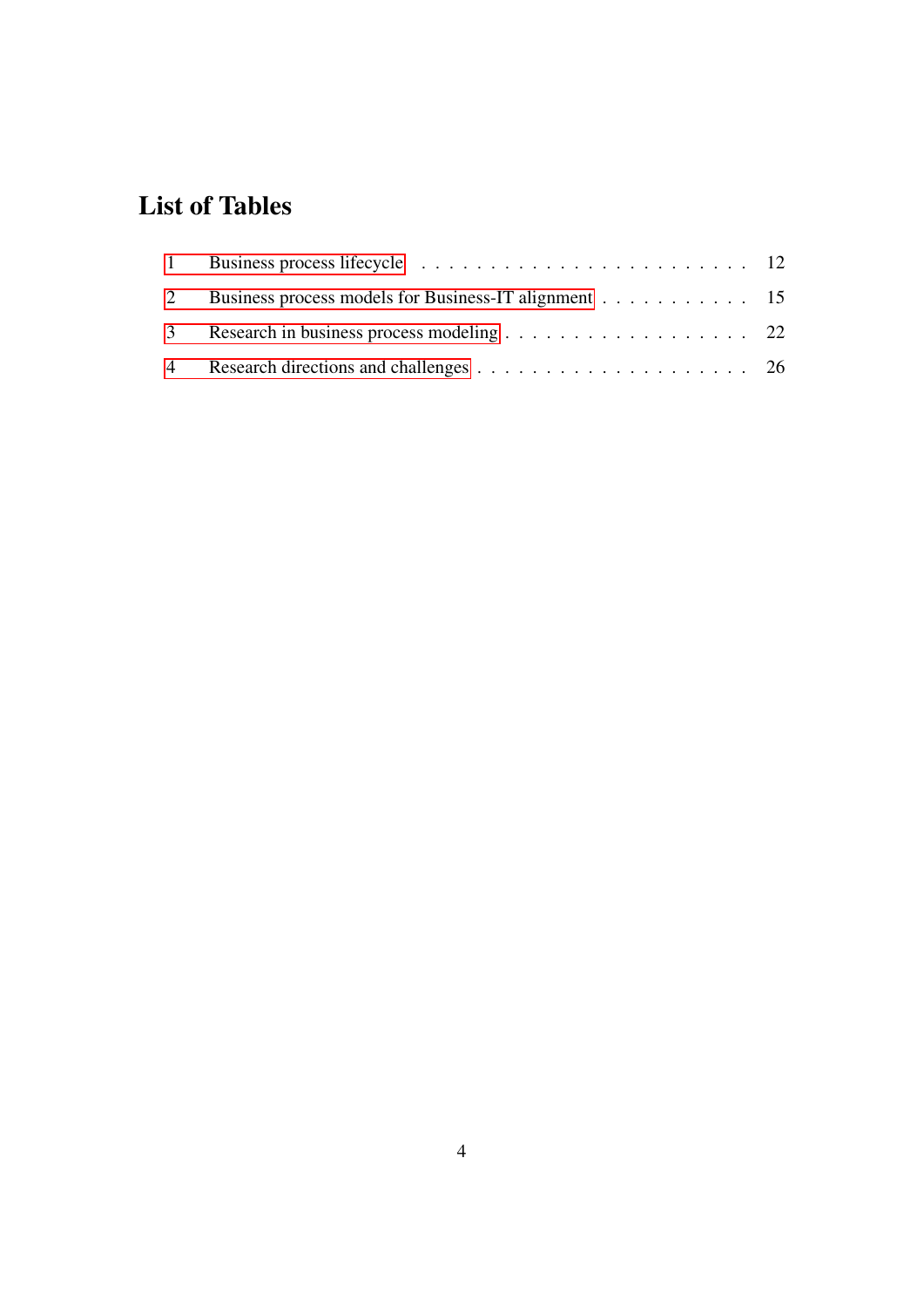# List of Tables

1 Business process lifecycle . . . . . . . . . . . . . . . . . . . . . . . . 12

2 Business process models for Business-IT alignment . . . . . . . . . . . 15

3 Research in business process modeling . . . . . . . . . . . . . . . . . . 22

4 Research directions and challenges . . . . . . . . . . . . . . . . . . . . 26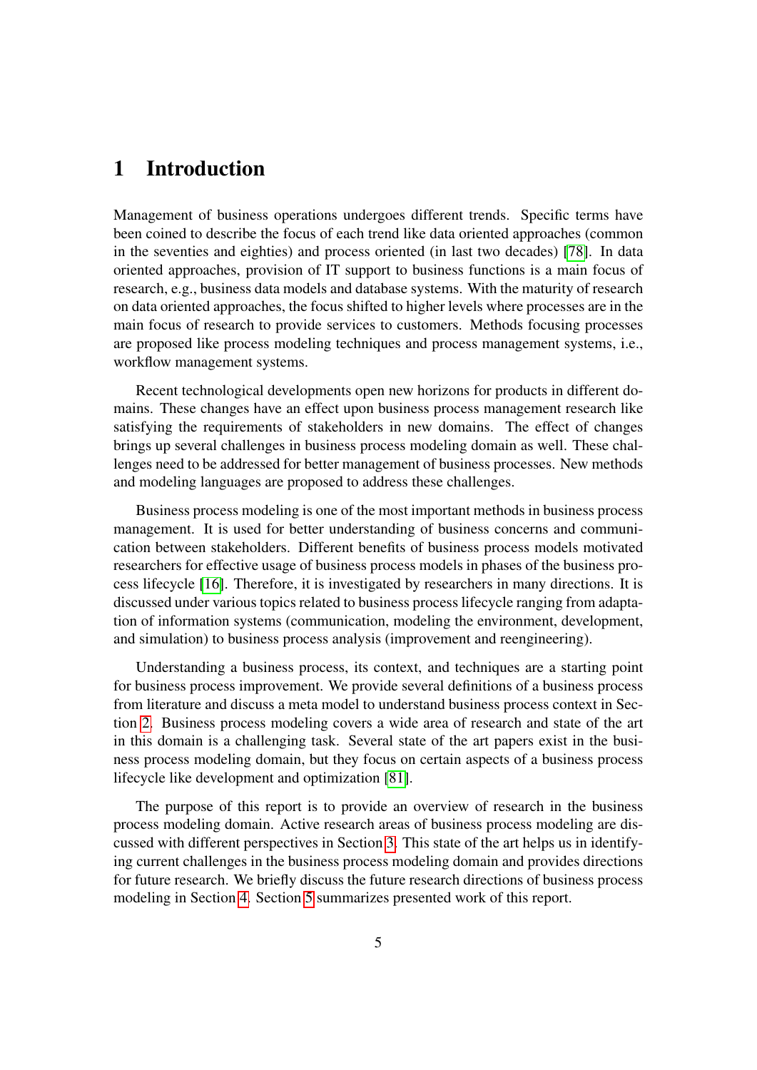# 1 Introduction

Management of business operations undergoes different trends. Specific terms have been coined to describe the focus of each trend like data oriented approaches (common in the seventies and eighties) and process oriented (in last two decades) [78]. In data oriented approaches, provision of IT support to business functions is a main focus of research, e.g., business data models and database systems. With the maturity of research on data oriented approaches, the focus shifted to higher levels where processes are in the main focus of research to provide services to customers. Methods focusing processes are proposed like process modeling techniques and process management systems, i.e., workflow management systems.

Recent technological developments open new horizons for products in different domains. These changes have an effect upon business process management research like satisfying the requirements of stakeholders in new domains. The effect of changes brings up several challenges in business process modeling domain as well. These challenges need to be addressed for better management of business processes. New methods and modeling languages are proposed to address these challenges.

Business process modeling is one of the most important methods in business process management. It is used for better understanding of business concerns and communication between stakeholders. Different benefits of business process models motivated researchers for effective usage of business process models in phases of the business process lifecycle [16]. Therefore, it is investigated by researchers in many directions. It is discussed under various topics related to business process lifecycle ranging from adaptation of information systems (communication, modeling the environment, development, and simulation) to business process analysis (improvement and reengineering).

Understanding a business process, its context, and techniques are a starting point for business process improvement. We provide several definitions of a business process from literature and discuss a meta model to understand business process context in Section 2. Business process modeling covers a wide area of research and state of the art in this domain is a challenging task. Several state of the art papers exist in the business process modeling domain, but they focus on certain aspects of a business process lifecycle like development and optimization [81].

The purpose of this report is to provide an overview of research in the business process modeling domain. Active research areas of business process modeling are discussed with different perspectives in Section 3. This state of the art helps us in identifying current challenges in the business process modeling domain and provides directions for future research. We briefly discuss the future research directions of business process modeling in Section 4. Section 5 summarizes presented work of this report.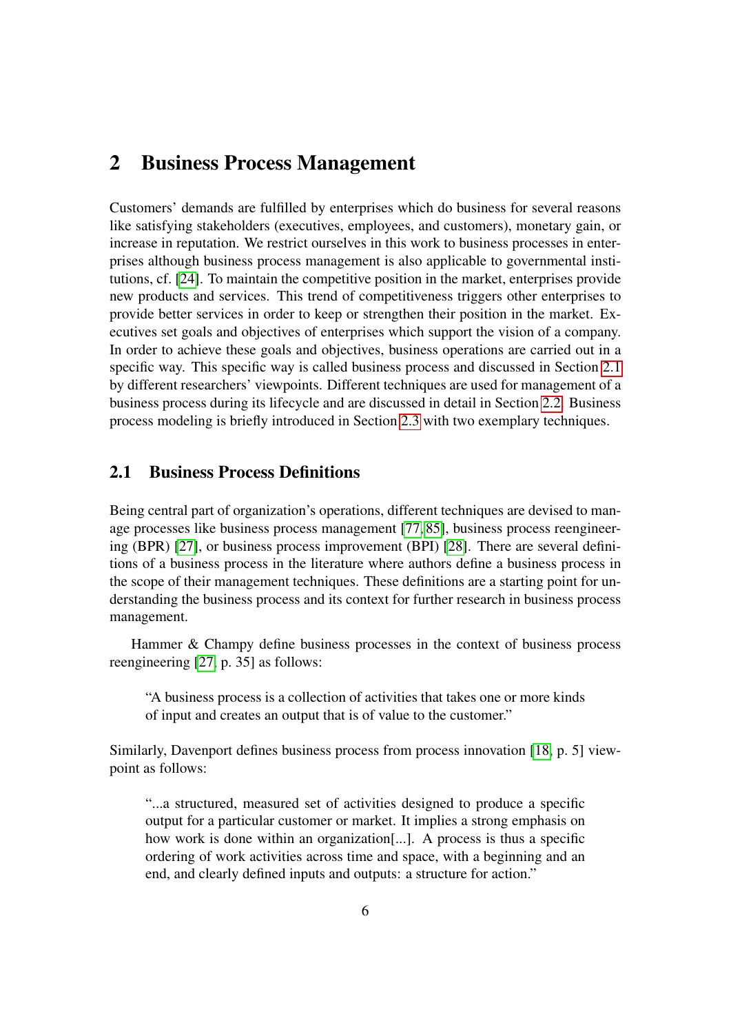## 2 Business Process Management

Customers' demands are fulfilled by enterprises which do business for several reasons like satisfying stakeholders (executives, employees, and customers), monetary gain, or increase in reputation. We restrict ourselves in this work to business processes in enterprises although business process management is also applicable to governmental institutions, cf. [24]. To maintain the competitive position in the market, enterprises provide new products and services. This trend of competitiveness triggers other enterprises to provide better services in order to keep or strengthen their position in the market. Executives set goals and objectives of enterprises which support the vision of a company. In order to achieve these goals and objectives, business operations are carried out in a specific way. This specific way is called business process and discussed in Section 2.1 by different researchers' viewpoints. Different techniques are used for management of a business process during its lifecycle and are discussed in detail in Section 2.2. Business process modeling is briefly introduced in Section 2.3 with two exemplary techniques.

### 2.1 Business Process Definitions

Being central part of organization's operations, different techniques are devised to manage processes like business process management [77,85], business process reengineering (BPR) [27], or business process improvement (BPI) [28]. There are several definitions of a business process in the literature where authors define a business process in the scope of their management techniques. These definitions are a starting point for understanding the business process and its context for further research in business process management.

Hammer & Champy define business processes in the context of business process reengineering [27, p. 35] as follows:

> "A business process is a collection of activities that takes one or more kinds of input and creates an output that is of value to the customer."

Similarly, Davenport defines business process from process innovation [18, p. 5] viewpoint as follows:

> "...a structured, measured set of activities designed to produce a specific output for a particular customer or market. It implies a strong emphasis on how work is done within an organization[...]. A process is thus a specific ordering of work activities across time and space, with a beginning and an end, and clearly defined inputs and outputs: a structure for action."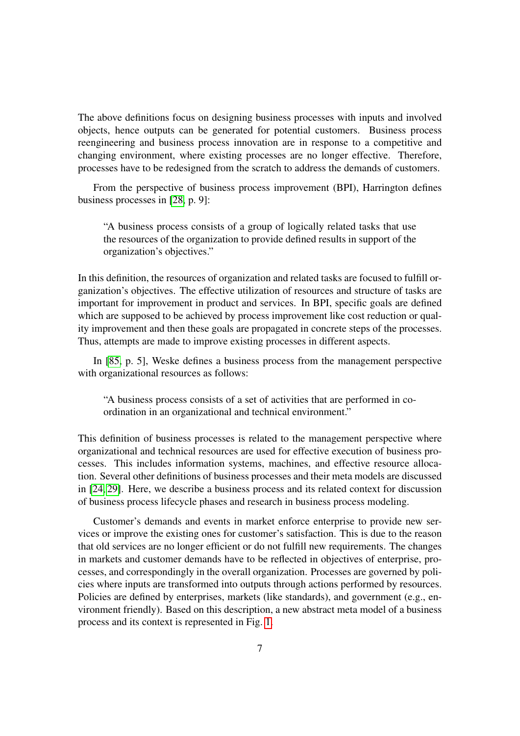The above definitions focus on designing business processes with inputs and involved objects, hence outputs can be generated for potential customers. Business process reengineering and business process innovation are in response to a competitive and changing environment, where existing processes are no longer effective. Therefore, processes have to be redesigned from the scratch to address the demands of customers.

From the perspective of business process improvement (BPI), Harrington defines business processes in [28, p. 9]:

> "A business process consists of a group of logically related tasks that use the resources of the organization to provide defined results in support of the organization's objectives."

In this definition, the resources of organization and related tasks are focused to fulfill organization's objectives. The effective utilization of resources and structure of tasks are important for improvement in product and services. In BPI, specific goals are defined which are supposed to be achieved by process improvement like cost reduction or quality improvement and then these goals are propagated in concrete steps of the processes. Thus, attempts are made to improve existing processes in different aspects.

In [85, p. 5], Weske defines a business process from the management perspective with organizational resources as follows:

> "A business process consists of a set of activities that are performed in coordination in an organizational and technical environment."

This definition of business processes is related to the management perspective where organizational and technical resources are used for effective execution of business processes. This includes information systems, machines, and effective resource allocation. Several other definitions of business processes and their meta models are discussed in [24, 29]. Here, we describe a business process and its related context for discussion of business process lifecycle phases and research in business process modeling.

Customer's demands and events in market enforce enterprise to provide new services or improve the existing ones for customer's satisfaction. This is due to the reason that old services are no longer efficient or do not fulfill new requirements. The changes in markets and customer demands have to be reflected in objectives of enterprise, processes, and correspondingly in the overall organization. Processes are governed by policies where inputs are transformed into outputs through actions performed by resources. Policies are defined by enterprises, markets (like standards), and government (e.g., environment friendly). Based on this description, a new abstract meta model of a business process and its context is represented in Fig. 1.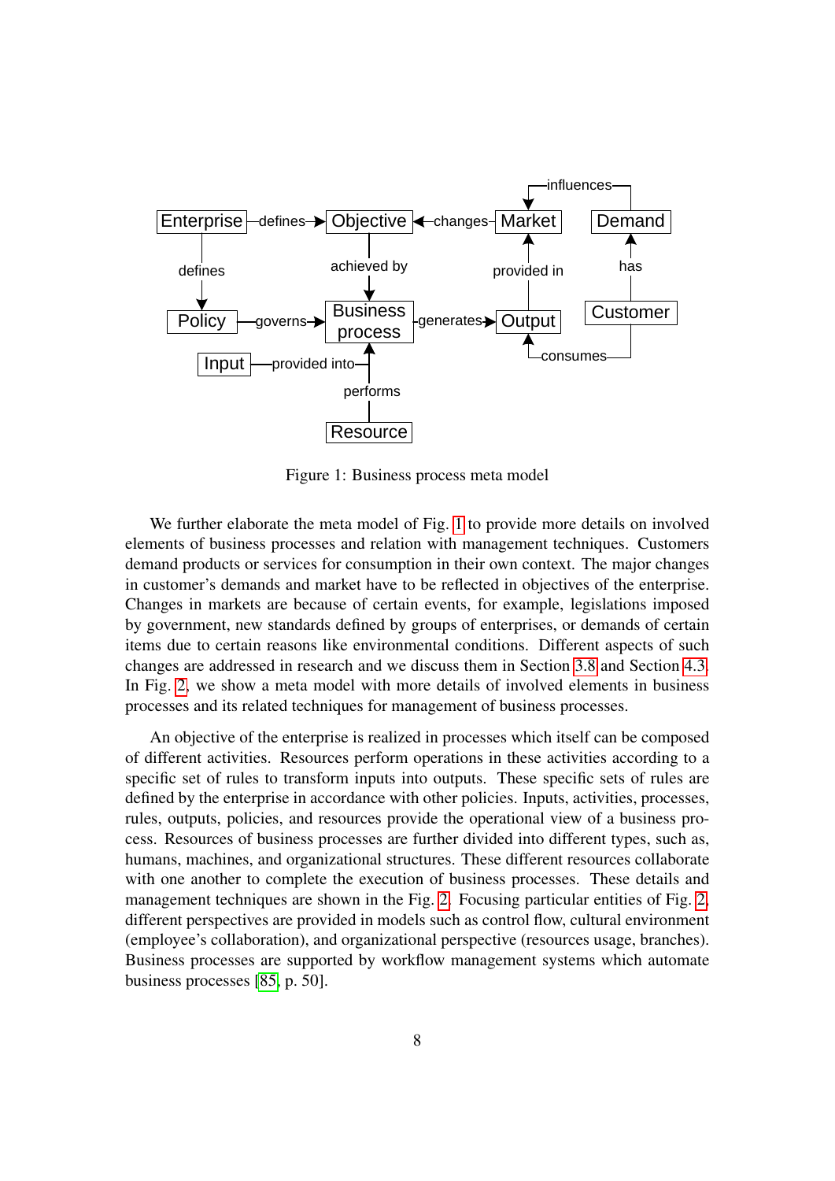Figure 1: Business process meta model

We further elaborate the meta model of Fig. 1 to provide more details on involved elements of business processes and relation with management techniques. Customers demand products or services for consumption in their own context. The major changes in customer's demands and market have to be reflected in objectives of the enterprise. Changes in markets are because of certain events, for example, legislations imposed by government, new standards defined by groups of enterprises, or demands of certain items due to certain reasons like environmental conditions. Different aspects of such changes are addressed in research and we discuss them in Section 3.8 and Section 4.3. In Fig. 2, we show a meta model with more details of involved elements in business processes and its related techniques for management of business processes.

An objective of the enterprise is realized in processes which itself can be composed of different activities. Resources perform operations in these activities according to a specific set of rules to transform inputs into outputs. These specific sets of rules are defined by the enterprise in accordance with other policies. Inputs, activities, processes, rules, outputs, policies, and resources provide the operational view of a business process. Resources of business processes are further divided into different types, such as, humans, machines, and organizational structures. These different resources collaborate with one another to complete the execution of business processes. These details and management techniques are shown in the Fig. 2. Focusing particular entities of Fig. 2, different perspectives are provided in models such as control flow, cultural environment (employee's collaboration), and organizational perspective (resources usage, branches). Business processes are supported by workflow management systems which automate business processes [85, p. 50].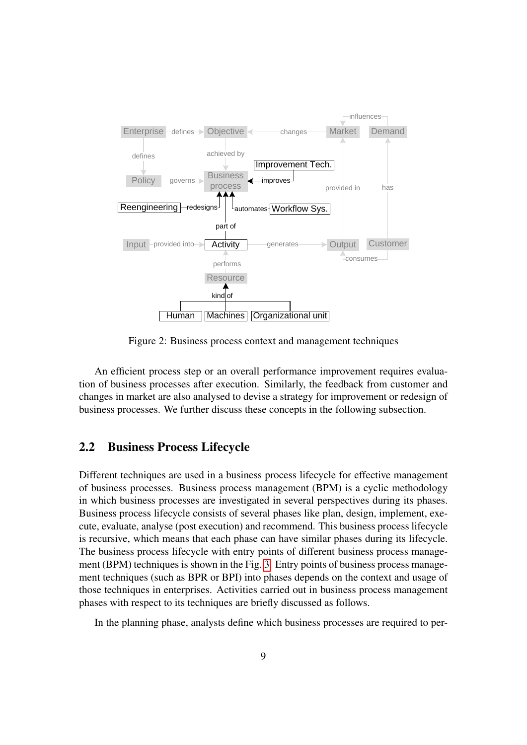Figure 2: Business process context and management techniques

An efficient process step or an overall performance improvement requires evaluation of business processes after execution. Similarly, the feedback from customer and changes in market are also analysed to devise a strategy for improvement or redesign of business processes. We further discuss these concepts in the following subsection.

## 2.2 Business Process Lifecycle

Different techniques are used in a business process lifecycle for effective management of business processes. Business process management (BPM) is a cyclic methodology in which business processes are investigated in several perspectives during its phases. Business process lifecycle consists of several phases like plan, design, implement, execute, evaluate, analyse (post execution) and recommend. This business process lifecycle is recursive, which means that each phase can have similar phases during its lifecycle. The business process lifecycle with entry points of different business process management (BPM) techniques is shown in the Fig. 3. Entry points of business process management techniques (such as BPR or BPI) into phases depends on the context and usage of those techniques in enterprises. Activities carried out in business process management phases with respect to its techniques are briefly discussed as follows.

In the planning phase, analysts define which business processes are required to per-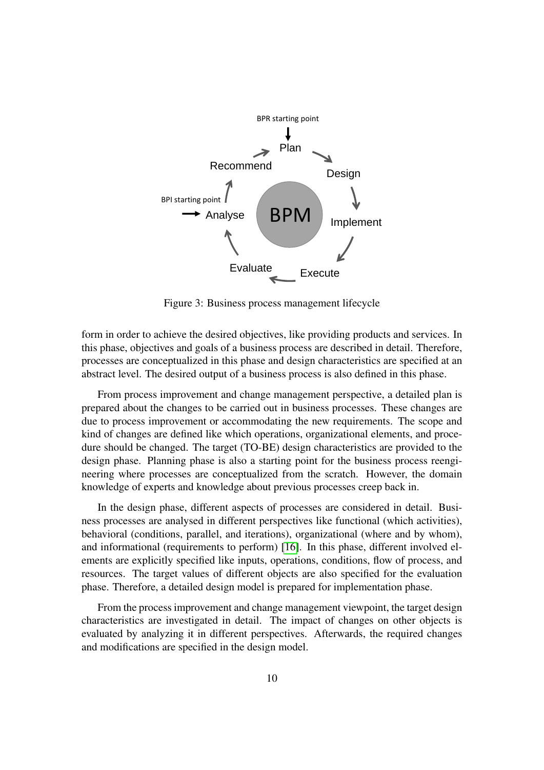Figure 3: Business process management lifecycle

form in order to achieve the desired objectives, like providing products and services. In this phase, objectives and goals of a business process are described in detail. Therefore, processes are conceptualized in this phase and design characteristics are specified at an abstract level. The desired output of a business process is also defined in this phase.

From process improvement and change management perspective, a detailed plan is prepared about the changes to be carried out in business processes. These changes are due to process improvement or accommodating the new requirements. The scope and kind of changes are defined like which operations, organizational elements, and procedure should be changed. The target (TO-BE) design characteristics are provided to the design phase. Planning phase is also a starting point for the business process reengineering where processes are conceptualized from the scratch. However, the domain knowledge of experts and knowledge about previous processes creep back in.

In the design phase, different aspects of processes are considered in detail. Business processes are analysed in different perspectives like functional (which activities), behavioral (conditions, parallel, and iterations), organizational (where and by whom), and informational (requirements to perform) [16]. In this phase, different involved elements are explicitly specified like inputs, operations, conditions, flow of process, and resources. The target values of different objects are also specified for the evaluation phase. Therefore, a detailed design model is prepared for implementation phase.

From the process improvement and change management viewpoint, the target design characteristics are investigated in detail. The impact of changes on other objects is evaluated by analyzing it in different perspectives. Afterwards, the required changes and modifications are specified in the design model.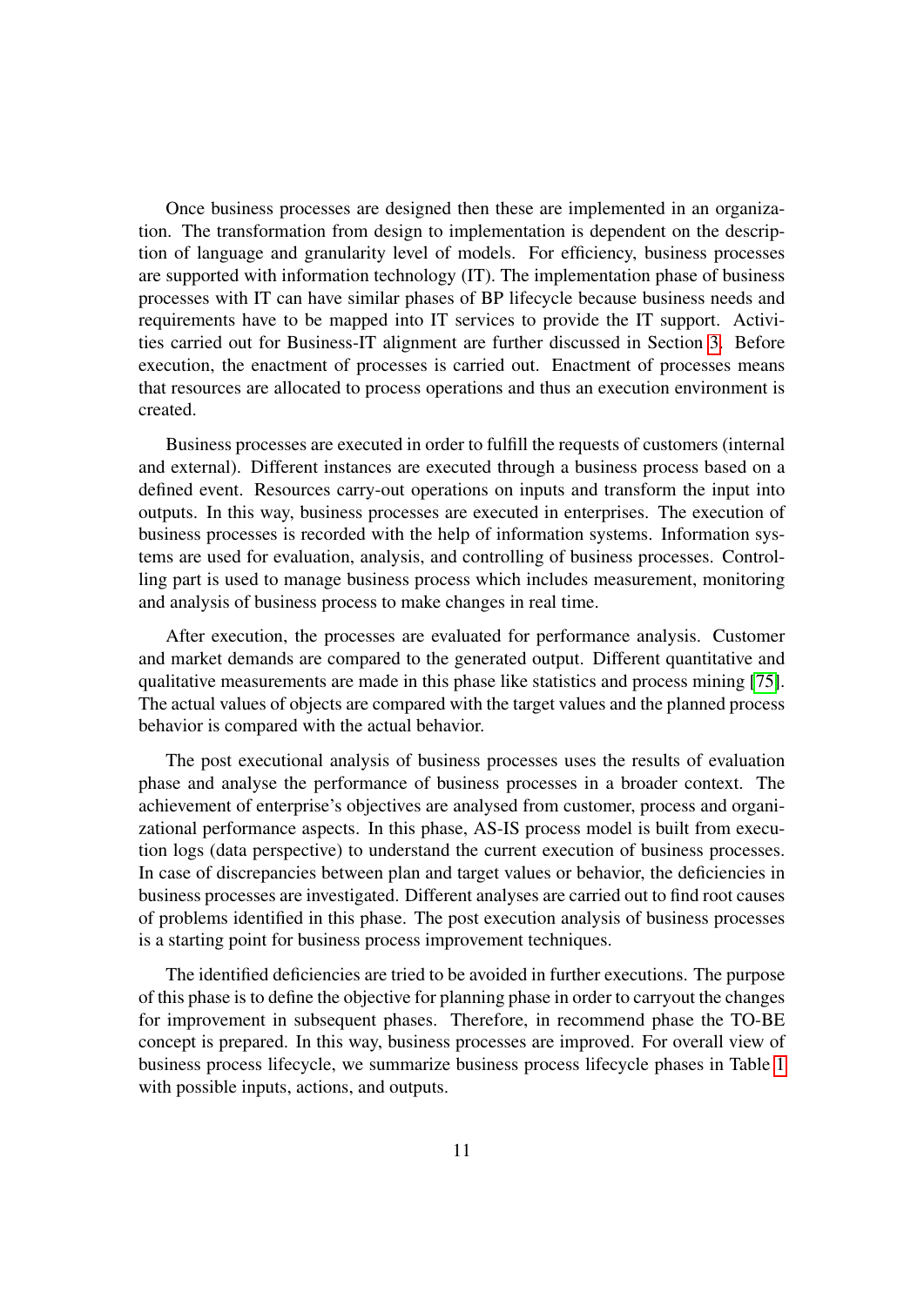Once business processes are designed then these are implemented in an organization. The transformation from design to implementation is dependent on the description of language and granularity level of models. For efficiency, business processes are supported with information technology (IT). The implementation phase of business processes with IT can have similar phases of BP lifecycle because business needs and requirements have to be mapped into IT services to provide the IT support. Activities carried out for Business-IT alignment are further discussed in Section 3. Before execution, the enactment of processes is carried out. Enactment of processes means that resources are allocated to process operations and thus an execution environment is created.

Business processes are executed in order to fulfill the requests of customers (internal and external). Different instances are executed through a business process based on a defined event. Resources carry-out operations on inputs and transform the input into outputs. In this way, business processes are executed in enterprises. The execution of business processes is recorded with the help of information systems. Information systems are used for evaluation, analysis, and controlling of business processes. Controlling part is used to manage business process which includes measurement, monitoring and analysis of business process to make changes in real time.

After execution, the processes are evaluated for performance analysis. Customer and market demands are compared to the generated output. Different quantitative and qualitative measurements are made in this phase like statistics and process mining [75]. The actual values of objects are compared with the target values and the planned process behavior is compared with the actual behavior.

The post executional analysis of business processes uses the results of evaluation phase and analyse the performance of business processes in a broader context. The achievement of enterprise's objectives are analysed from customer, process and organizational performance aspects. In this phase, AS-IS process model is built from execution logs (data perspective) to understand the current execution of business processes. In case of discrepancies between plan and target values or behavior, the deficiencies in business processes are investigated. Different analyses are carried out to find root causes of problems identified in this phase. The post execution analysis of business processes is a starting point for business process improvement techniques.

The identified deficiencies are tried to be avoided in further executions. The purpose of this phase is to define the objective for planning phase in order to carryout the changes for improvement in subsequent phases. Therefore, in recommend phase the TO-BE concept is prepared. In this way, business processes are improved. For overall view of business process lifecycle, we summarize business process lifecycle phases in Table 1 with possible inputs, actions, and outputs.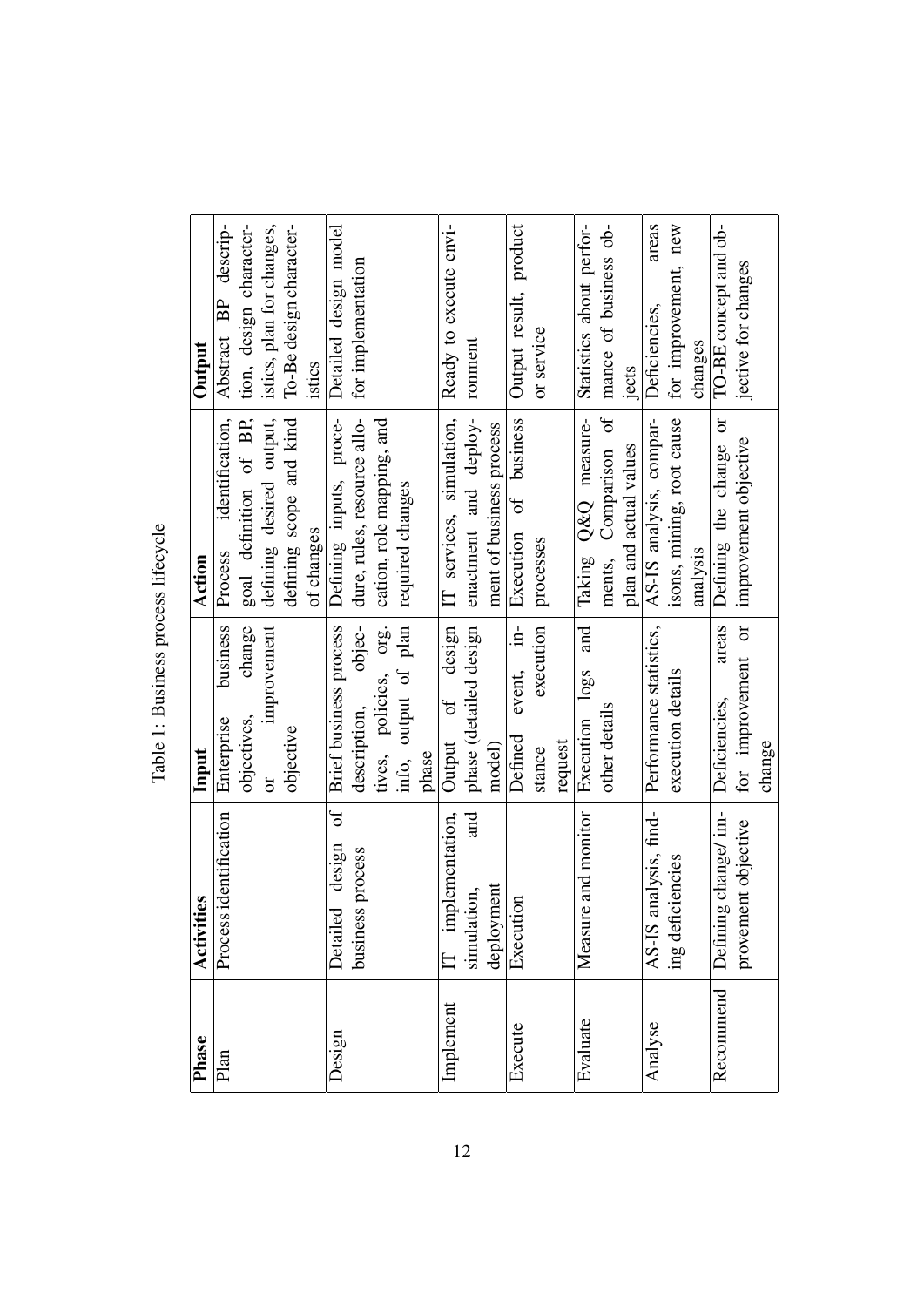Table 1: Business process lifecycle

| Phase | Activities | Input | Action | Output |
|---|---|---|---|---|
| Plan | Process identification | Enterprise business objectives, change or improvement objective | Process identification, goal definition of BP, defining desired output, defining scope and kind of changes | Abstract BP description, design characteristics, plan for changes, To-Be design characteristics |
| Design | Detailed design of business process | Brief business process description, objectives, policies, org. info, output of plan phase | Defining inputs, procedure, rules, resource allocation, role mapping, and required changes | Detailed design model for implementation |
| Implement | IT implementation, simulation, and deployment | Output of design phase (detailed design model) | IT services, simulation, enactment and deployment of business process | Ready to execute environment |
| Execute | Execution | Defined event, instance execution request | Execution of business processes | Output result, product or service |
| Evaluate | Measure and monitor | Execution logs and other details | Taking Q&Q measurements, Comparison of plan and actual values | Statistics about performance of business objects |
| Analyse | AS-IS analysis, finding deficiencies | Performance statistics, execution details | AS-IS analysis, comparisons, mining, root cause analysis | Deficiencies, areas for improvement, new changes |
| Recommend | Defining change/ improvement objective | Deficiencies, areas for improvement or change | Defining the change or improvement objective | TO-BE concept and objective for changes |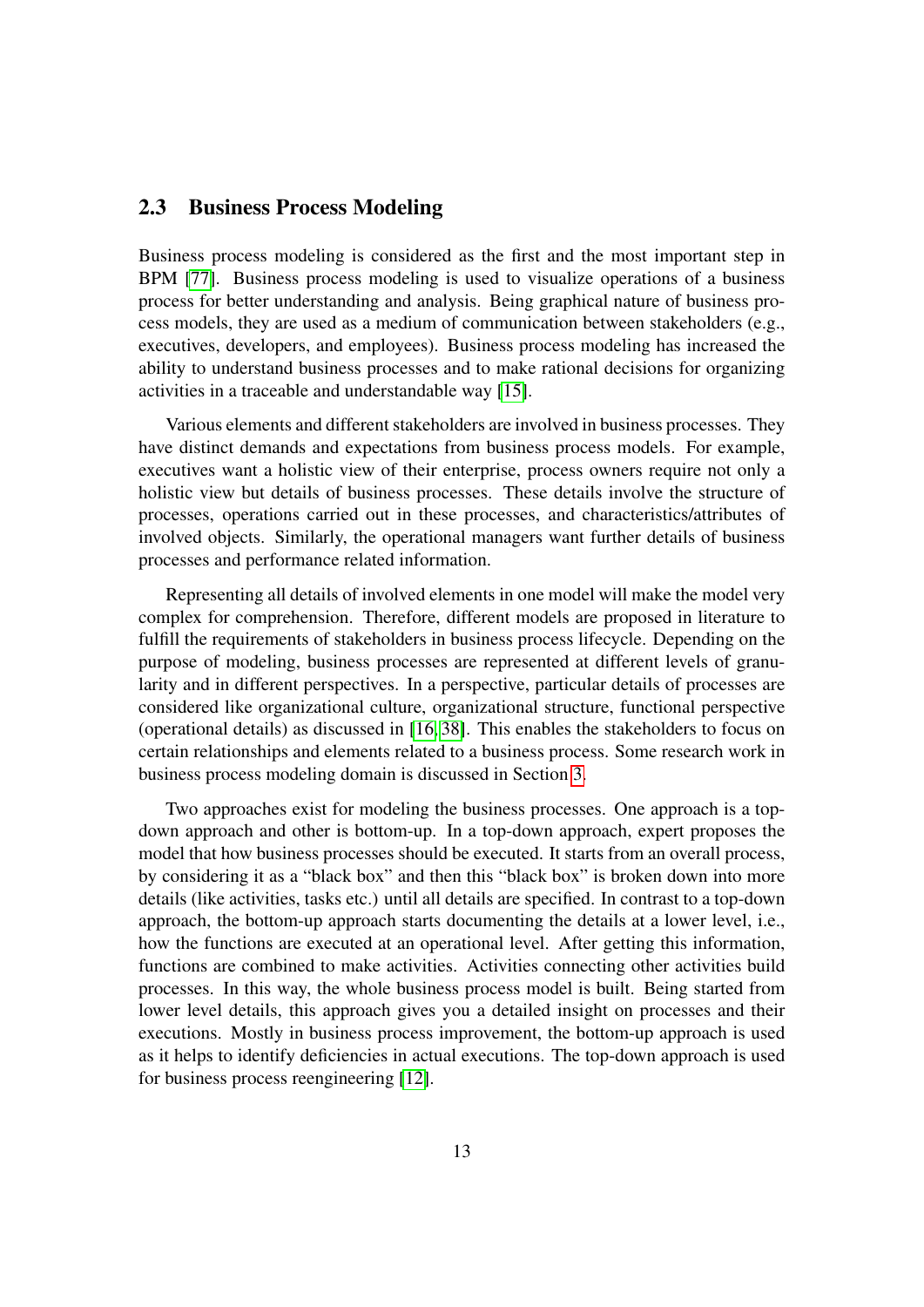## 2.3 Business Process Modeling

Business process modeling is considered as the first and the most important step in BPM [77]. Business process modeling is used to visualize operations of a business process for better understanding and analysis. Being graphical nature of business process models, they are used as a medium of communication between stakeholders (e.g., executives, developers, and employees). Business process modeling has increased the ability to understand business processes and to make rational decisions for organizing activities in a traceable and understandable way [15].

Various elements and different stakeholders are involved in business processes. They have distinct demands and expectations from business process models. For example, executives want a holistic view of their enterprise, process owners require not only a holistic view but details of business processes. These details involve the structure of processes, operations carried out in these processes, and characteristics/attributes of involved objects. Similarly, the operational managers want further details of business processes and performance related information.

Representing all details of involved elements in one model will make the model very complex for comprehension. Therefore, different models are proposed in literature to fulfill the requirements of stakeholders in business process lifecycle. Depending on the purpose of modeling, business processes are represented at different levels of granularity and in different perspectives. In a perspective, particular details of processes are considered like organizational culture, organizational structure, functional perspective (operational details) as discussed in [16, 38]. This enables the stakeholders to focus on certain relationships and elements related to a business process. Some research work in business process modeling domain is discussed in Section 3.

Two approaches exist for modeling the business processes. One approach is a top-down approach and other is bottom-up. In a top-down approach, expert proposes the model that how business processes should be executed. It starts from an overall process, by considering it as a "black box" and then this "black box" is broken down into more details (like activities, tasks etc.) until all details are specified. In contrast to a top-down approach, the bottom-up approach starts documenting the details at a lower level, i.e., how the functions are executed at an operational level. After getting this information, functions are combined to make activities. Activities connecting other activities build processes. In this way, the whole business process model is built. Being started from lower level details, this approach gives you a detailed insight on processes and their executions. Mostly in business process improvement, the bottom-up approach is used as it helps to identify deficiencies in actual executions. The top-down approach is used for business process reengineering [12].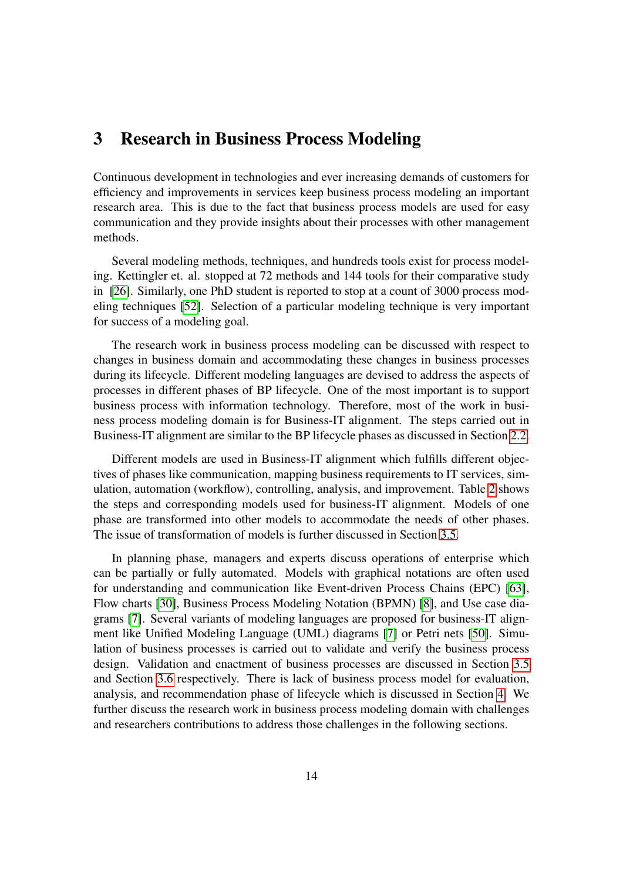# 3 Research in Business Process Modeling

Continuous development in technologies and ever increasing demands of customers for efficiency and improvements in services keep business process modeling an important research area. This is due to the fact that business process models are used for easy communication and they provide insights about their processes with other management methods.

Several modeling methods, techniques, and hundreds tools exist for process modeling. Kettinger et. al. stopped at 72 methods and 144 tools for their comparative study in [26]. Similarly, one PhD student is reported to stop at a count of 3000 process modeling techniques [52]. Selection of a particular modeling technique is very important for success of a modeling goal.

The research work in business process modeling can be discussed with respect to changes in business domain and accommodating these changes in business processes during its lifecycle. Different modeling languages are devised to address the aspects of processes in different phases of BP lifecycle. One of the most important is to support business process with information technology. Therefore, most of the work in business process modeling domain is for Business-IT alignment. The steps carried out in Business-IT alignment are similar to the BP lifecycle phases as discussed in Section 2.2.

Different models are used in Business-IT alignment which fulfills different objectives of phases like communication, mapping business requirements to IT services, simulation, automation (workflow), controlling, analysis, and improvement. Table 2 shows the steps and corresponding models used for business-IT alignment. Models of one phase are transformed into other models to accommodate the needs of other phases. The issue of transformation of models is further discussed in Section 3.5.

In planning phase, managers and experts discuss operations of enterprise which can be partially or fully automated. Models with graphical notations are often used for understanding and communication like Event-driven Process Chains (EPC) [63], Flow charts [30], Business Process Modeling Notation (BPMN) [8], and Use case diagrams [7]. Several variants of modeling languages are proposed for business-IT alignment like Unified Modeling Language (UML) diagrams [7] or Petri nets [50]. Simulation of business processes is carried out to validate and verify the business process design. Validation and enactment of business processes are discussed in Section 3.5 and Section 3.6 respectively. There is lack of business process model for evaluation, analysis, and recommendation phase of lifecycle which is discussed in Section 4. We further discuss the research work in business process modeling domain with challenges and researchers contributions to address those challenges in the following sections.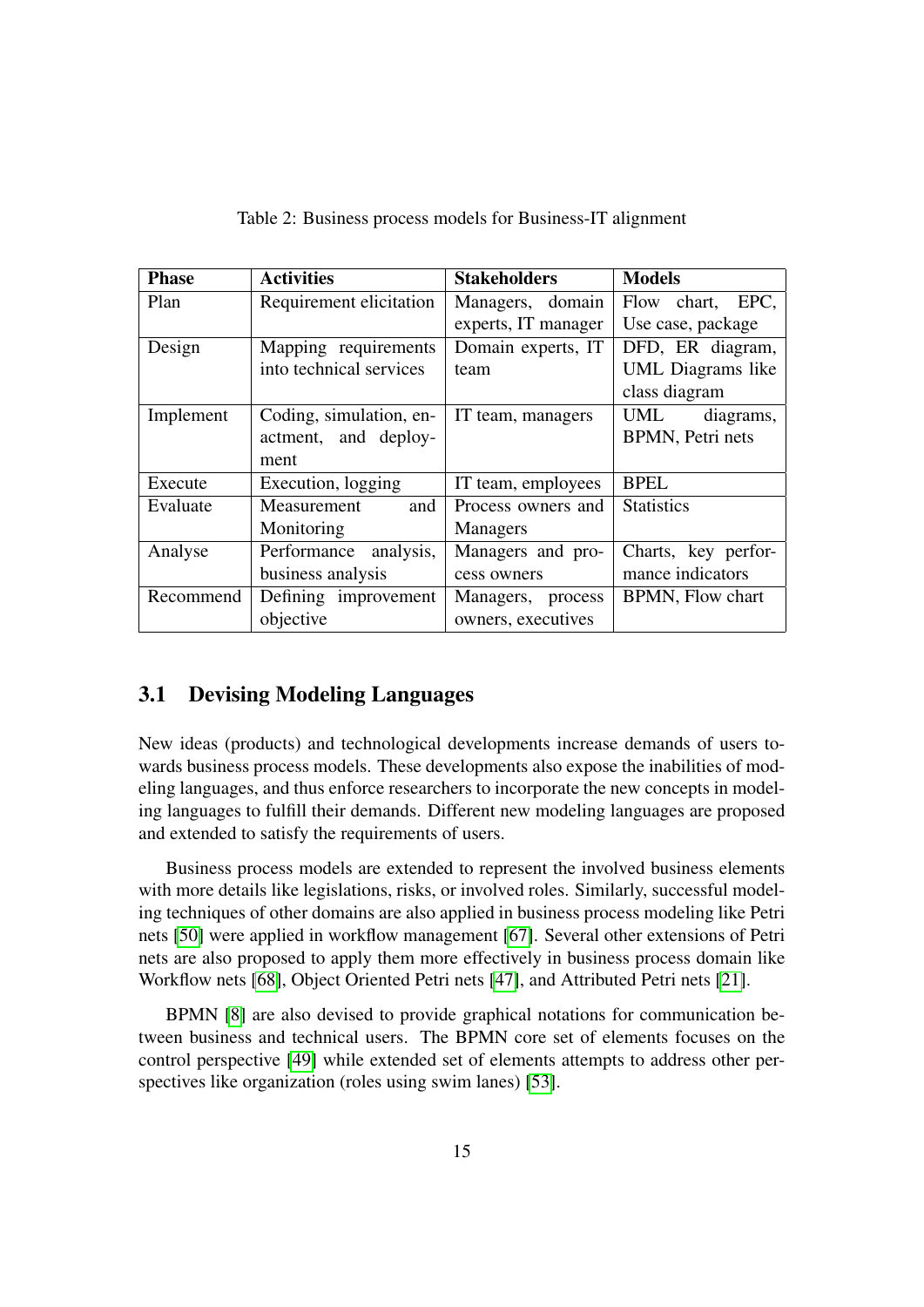Table 2: Business process models for Business-IT alignment

| Phase | Activities | Stakeholders | Models |
|---|---|---|---|
| Plan | Requirement elicitation | Managers, domain experts, IT manager | Flow chart, EPC, Use case, package |
| Design | Mapping requirements into technical services | Domain experts, IT team | DFD, ER diagram, UML Diagrams like class diagram |
| Implement | Coding, simulation, enactment, and deployment | IT team, managers | UML diagrams, BPMN, Petri nets |
| Execute | Execution, logging | IT team, employees | BPEL |
| Evaluate | Measurement and Monitoring | Process owners and Managers | Statistics |
| Analyse | Performance analysis, business analysis | Managers and process owners | Charts, key performance indicators |
| Recommend | Defining improvement objective | Managers, process owners, executives | BPMN, Flow chart |

## 3.1 Devising Modeling Languages

New ideas (products) and technological developments increase demands of users towards business process models. These developments also expose the inabilities of modeling languages, and thus enforce researchers to incorporate the new concepts in modeling languages to fulfill their demands. Different new modeling languages are proposed and extended to satisfy the requirements of users.

Business process models are extended to represent the involved business elements with more details like legislations, risks, or involved roles. Similarly, successful modeling techniques of other domains are also applied in business process modeling like Petri nets [50] were applied in workflow management [67]. Several other extensions of Petri nets are also proposed to apply them more effectively in business process domain like Workflow nets [68], Object Oriented Petri nets [47], and Attributed Petri nets [21].

BPMN [8] are also devised to provide graphical notations for communication between business and technical users. The BPMN core set of elements focuses on the control perspective [49] while extended set of elements attempts to address other perspectives like organization (roles using swim lanes) [53].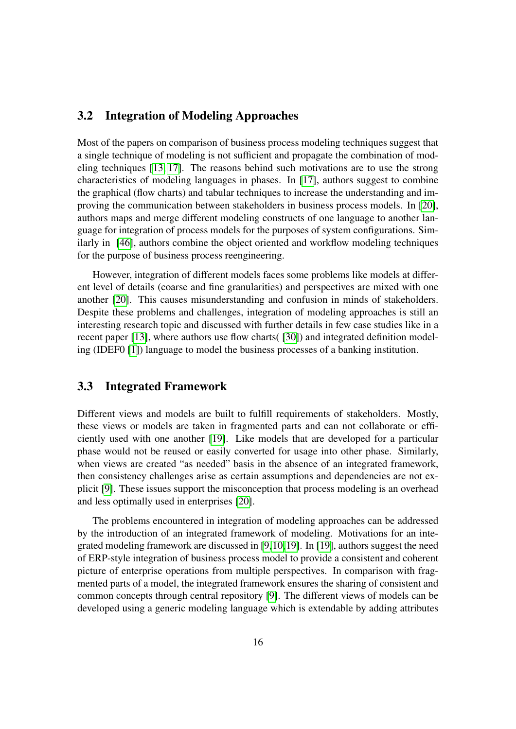## 3.2 Integration of Modeling Approaches

Most of the papers on comparison of business process modeling techniques suggest that a single technique of modeling is not sufficient and propagate the combination of modeling techniques [13, 17]. The reasons behind such motivations are to use the strong characteristics of modeling languages in phases. In [17], authors suggest to combine the graphical (flow charts) and tabular techniques to increase the understanding and improving the communication between stakeholders in business process models. In [20], authors maps and merge different modeling constructs of one language to another language for integration of process models for the purposes of system configurations. Similarly in [46], authors combine the object oriented and workflow modeling techniques for the purpose of business process reengineering.

However, integration of different models faces some problems like models at different level of details (coarse and fine granularities) and perspectives are mixed with one another [20]. This causes misunderstanding and confusion in minds of stakeholders. Despite these problems and challenges, integration of modeling approaches is still an interesting research topic and discussed with further details in few case studies like in a recent paper [13], where authors use flow charts( [30]) and integrated definition modeling (IDEF0 [1]) language to model the business processes of a banking institution.

## 3.3 Integrated Framework

Different views and models are built to fulfill requirements of stakeholders. Mostly, these views or models are taken in fragmented parts and can not collaborate or efficiently used with one another [19]. Like models that are developed for a particular phase would not be reused or easily converted for usage into other phase. Similarly, when views are created "as needed" basis in the absence of an integrated framework, then consistency challenges arise as certain assumptions and dependencies are not explicit [9]. These issues support the misconception that process modeling is an overhead and less optimally used in enterprises [20].

The problems encountered in integration of modeling approaches can be addressed by the introduction of an integrated framework of modeling. Motivations for an integrated modeling framework are discussed in [9, 10, 19]. In [19], authors suggest the need of ERP-style integration of business process model to provide a consistent and coherent picture of enterprise operations from multiple perspectives. In comparison with fragmented parts of a model, the integrated framework ensures the sharing of consistent and common concepts through central repository [9]. The different views of models can be developed using a generic modeling language which is extendable by adding attributes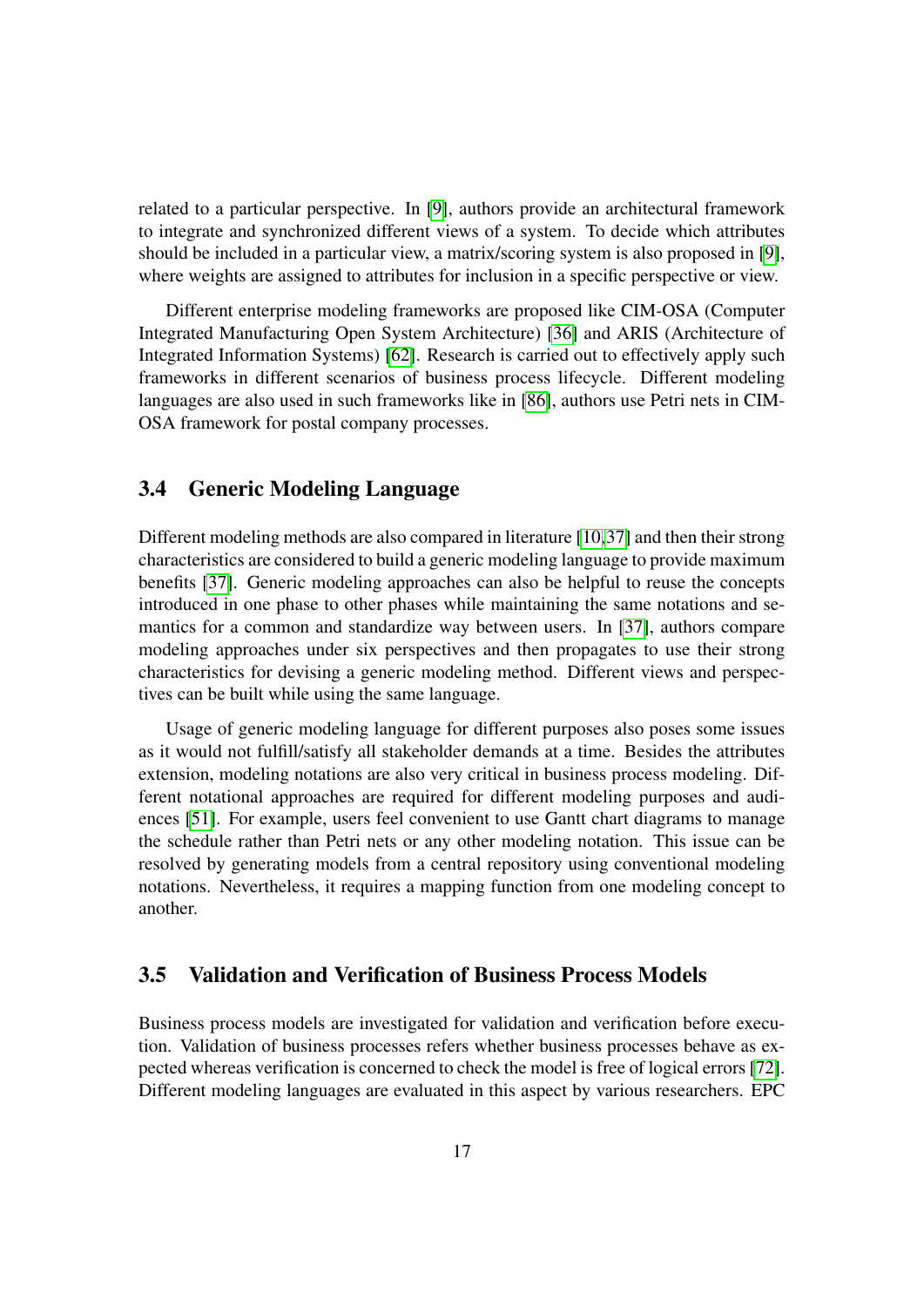related to a particular perspective. In [9], authors provide an architectural framework to integrate and synchronized different views of a system. To decide which attributes should be included in a particular view, a matrix/scoring system is also proposed in [9], where weights are assigned to attributes for inclusion in a specific perspective or view.

Different enterprise modeling frameworks are proposed like CIM-OSA (Computer Integrated Manufacturing Open System Architecture) [36] and ARIS (Architecture of Integrated Information Systems) [62]. Research is carried out to effectively apply such frameworks in different scenarios of business process lifecycle. Different modeling languages are also used in such frameworks like in [86], authors use Petri nets in CIM-OSA framework for postal company processes.

## 3.4 Generic Modeling Language

Different modeling methods are also compared in literature [10,37] and then their strong characteristics are considered to build a generic modeling language to provide maximum benefits [37]. Generic modeling approaches can also be helpful to reuse the concepts introduced in one phase to other phases while maintaining the same notations and semantics for a common and standardize way between users. In [37], authors compare modeling approaches under six perspectives and then propagates to use their strong characteristics for devising a generic modeling method. Different views and perspectives can be built while using the same language.

Usage of generic modeling language for different purposes also poses some issues as it would not fulfill/satisfy all stakeholder demands at a time. Besides the attributes extension, modeling notations are also very critical in business process modeling. Different notational approaches are required for different modeling purposes and audiences [51]. For example, users feel convenient to use Gantt chart diagrams to manage the schedule rather than Petri nets or any other modeling notation. This issue can be resolved by generating models from a central repository using conventional modeling notations. Nevertheless, it requires a mapping function from one modeling concept to another.

## 3.5 Validation and Verification of Business Process Models

Business process models are investigated for validation and verification before execution. Validation of business processes refers whether business processes behave as expected whereas verification is concerned to check the model is free of logical errors [72]. Different modeling languages are evaluated in this aspect by various researchers. EPC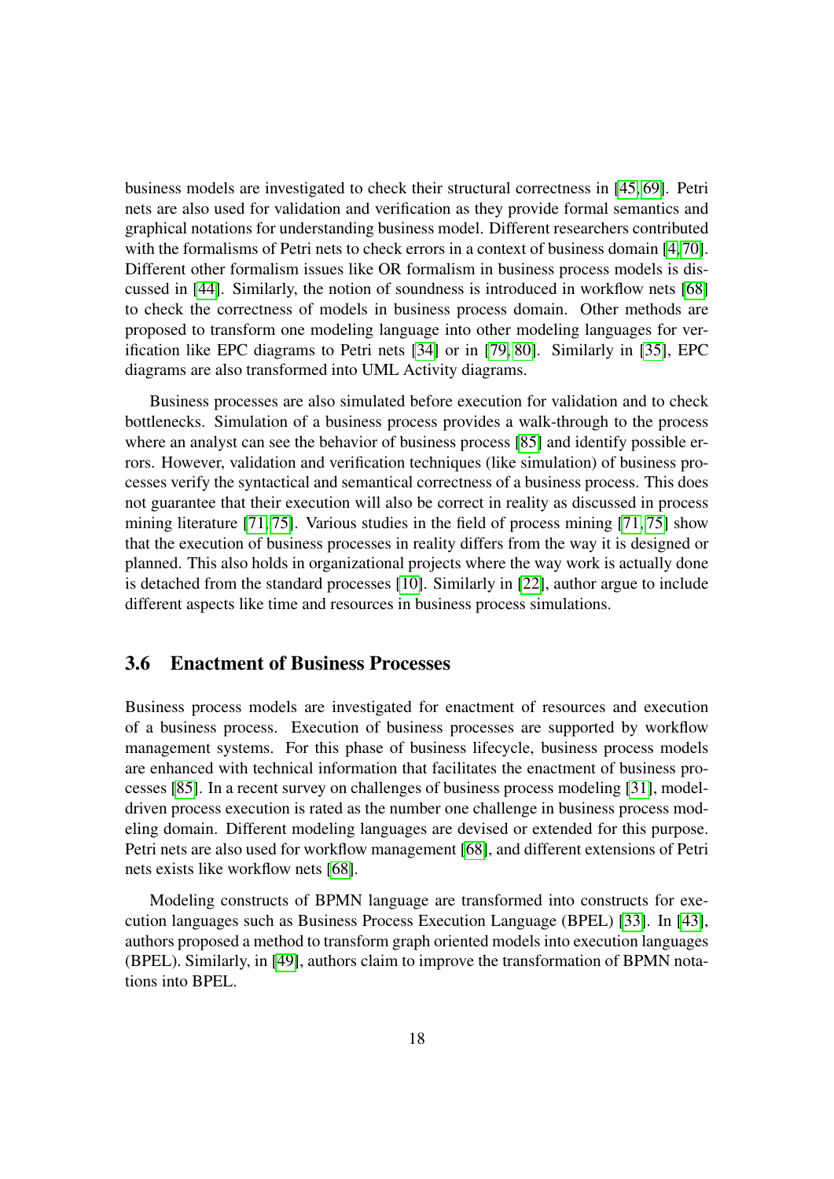business models are investigated to check their structural correctness in [45, 69]. Petri nets are also used for validation and verification as they provide formal semantics and graphical notations for understanding business model. Different researchers contributed with the formalisms of Petri nets to check errors in a context of business domain [4, 70]. Different other formalism issues like OR formalism in business process models is discussed in [44]. Similarly, the notion of soundness is introduced in workflow nets [68] to check the correctness of models in business process domain. Other methods are proposed to transform one modeling language into other modeling languages for verification like EPC diagrams to Petri nets [34] or in [79, 80]. Similarly in [35], EPC diagrams are also transformed into UML Activity diagrams.

Business processes are also simulated before execution for validation and to check bottlenecks. Simulation of a business process provides a walk-through to the process where an analyst can see the behavior of business process [85] and identify possible errors. However, validation and verification techniques (like simulation) of business processes verify the syntactical and semantical correctness of a business process. This does not guarantee that their execution will also be correct in reality as discussed in process mining literature [71, 75]. Various studies in the field of process mining [71, 75] show that the execution of business processes in reality differs from the way it is designed or planned. This also holds in organizational projects where the way work is actually done is detached from the standard processes [10]. Similarly in [22], author argue to include different aspects like time and resources in business process simulations.

## 3.6 Enactment of Business Processes

Business process models are investigated for enactment of resources and execution of a business process. Execution of business processes are supported by workflow management systems. For this phase of business lifecycle, business process models are enhanced with technical information that facilitates the enactment of business processes [85]. In a recent survey on challenges of business process modeling [31], model-driven process execution is rated as the number one challenge in business process modeling domain. Different modeling languages are devised or extended for this purpose. Petri nets are also used for workflow management [68], and different extensions of Petri nets exists like workflow nets [68].

Modeling constructs of BPMN language are transformed into constructs for execution languages such as Business Process Execution Language (BPEL) [33]. In [43], authors proposed a method to transform graph oriented models into execution languages (BPEL). Similarly, in [49], authors claim to improve the transformation of BPMN notations into BPEL.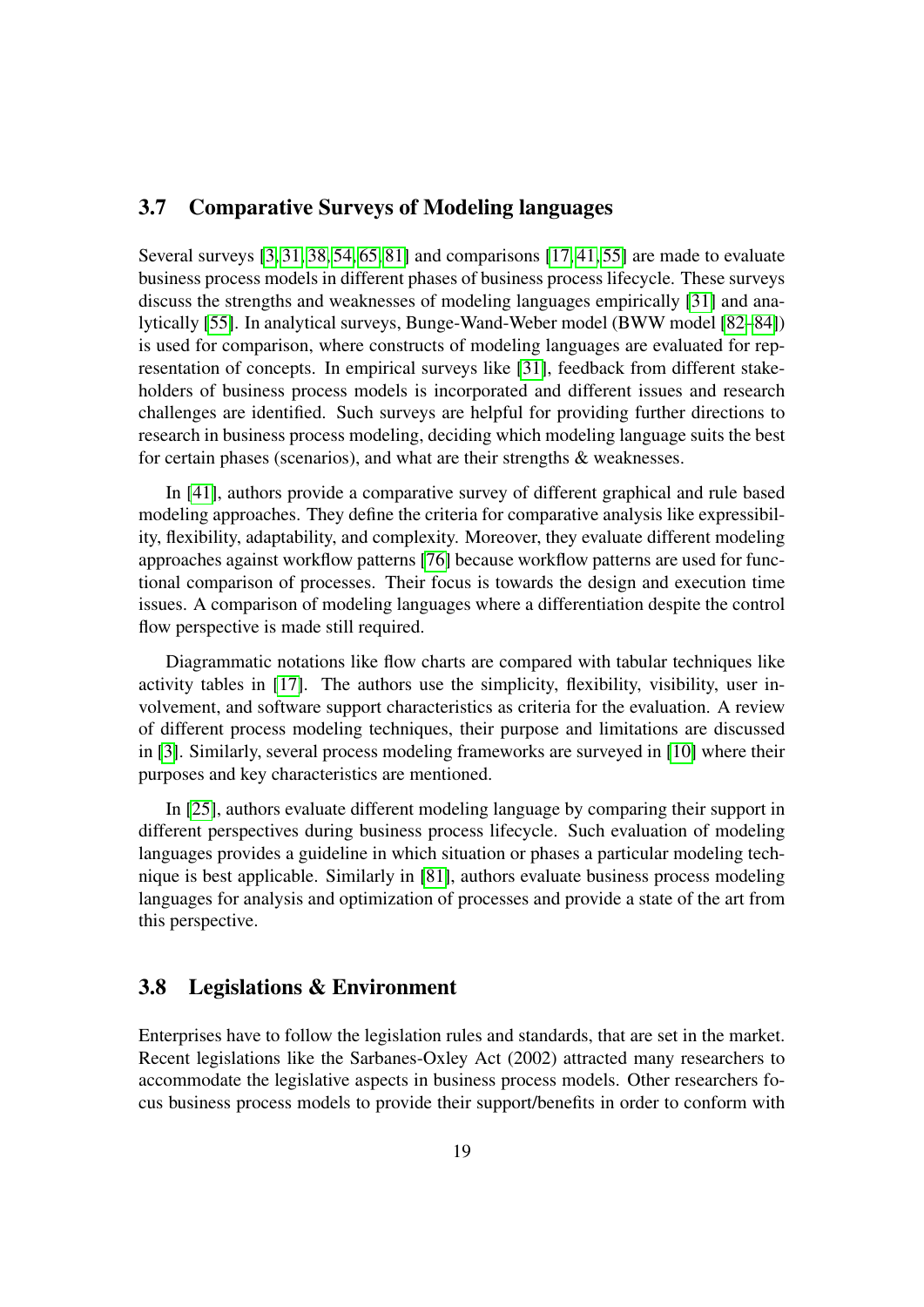## 3.7 Comparative Surveys of Modeling languages

Several surveys [3,31,38,54,65,81] and comparisons [17,41,55] are made to evaluate business process models in different phases of business process lifecycle. These surveys discuss the strengths and weaknesses of modeling languages empirically [31] and analytically [55]. In analytical surveys, Bunge-Wand-Weber model (BWW model [82–84]) is used for comparison, where constructs of modeling languages are evaluated for representation of concepts. In empirical surveys like [31], feedback from different stakeholders of business process models is incorporated and different issues and research challenges are identified. Such surveys are helpful for providing further directions to research in business process modeling, deciding which modeling language suits the best for certain phases (scenarios), and what are their strengths & weaknesses.

In [41], authors provide a comparative survey of different graphical and rule based modeling approaches. They define the criteria for comparative analysis like expressibility, flexibility, adaptability, and complexity. Moreover, they evaluate different modeling approaches against workflow patterns [76] because workflow patterns are used for functional comparison of processes. Their focus is towards the design and execution time issues. A comparison of modeling languages where a differentiation despite the control flow perspective is made still required.

Diagrammatic notations like flow charts are compared with tabular techniques like activity tables in [17]. The authors use the simplicity, flexibility, visibility, user involvement, and software support characteristics as criteria for the evaluation. A review of different process modeling techniques, their purpose and limitations are discussed in [3]. Similarly, several process modeling frameworks are surveyed in [10] where their purposes and key characteristics are mentioned.

In [25], authors evaluate different modeling language by comparing their support in different perspectives during business process lifecycle. Such evaluation of modeling languages provides a guideline in which situation or phases a particular modeling technique is best applicable. Similarly in [81], authors evaluate business process modeling languages for analysis and optimization of processes and provide a state of the art from this perspective.

## 3.8 Legislations & Environment

Enterprises have to follow the legislation rules and standards, that are set in the market. Recent legislations like the Sarbanes-Oxley Act (2002) attracted many researchers to accommodate the legislative aspects in business process models. Other researchers focus business process models to provide their support/benefits in order to conform with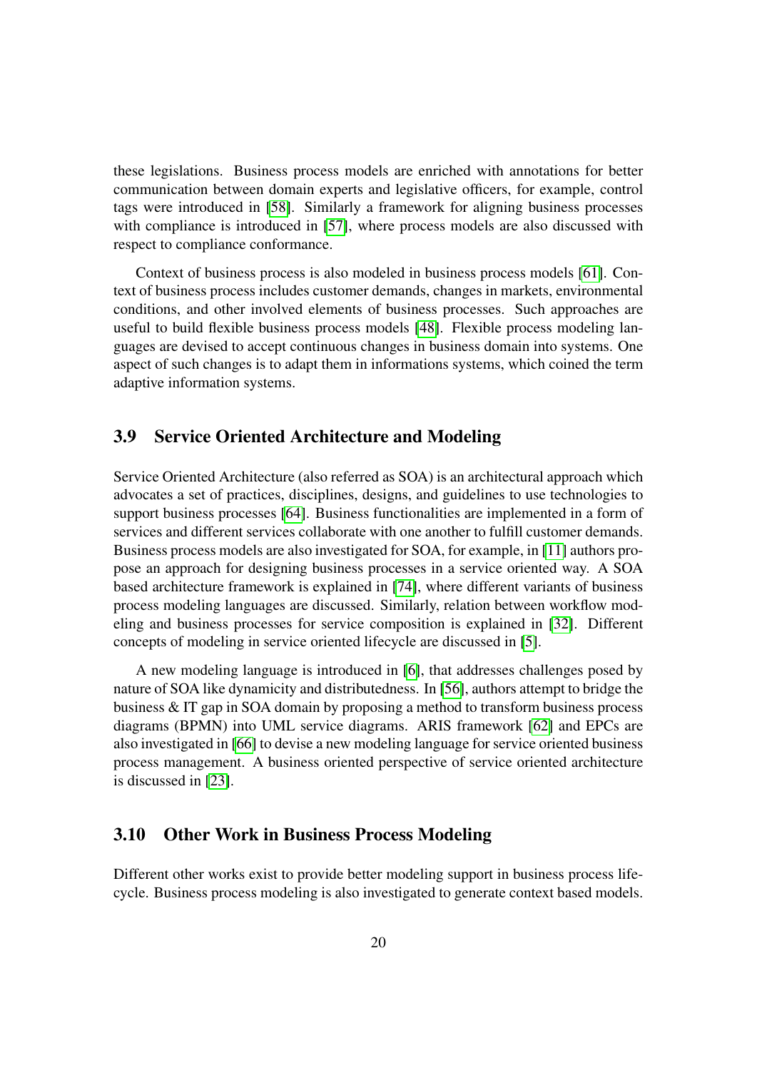these legislations. Business process models are enriched with annotations for better communication between domain experts and legislative officers, for example, control tags were introduced in [58]. Similarly a framework for aligning business processes with compliance is introduced in [57], where process models are also discussed with respect to compliance conformance.

Context of business process is also modeled in business process models [61]. Context of business process includes customer demands, changes in markets, environmental conditions, and other involved elements of business processes. Such approaches are useful to build flexible business process models [48]. Flexible process modeling languages are devised to accept continuous changes in business domain into systems. One aspect of such changes is to adapt them in informations systems, which coined the term adaptive information systems.

## 3.9 Service Oriented Architecture and Modeling

Service Oriented Architecture (also referred as SOA) is an architectural approach which advocates a set of practices, disciplines, designs, and guidelines to use technologies to support business processes [64]. Business functionalities are implemented in a form of services and different services collaborate with one another to fulfill customer demands. Business process models are also investigated for SOA, for example, in [11] authors propose an approach for designing business processes in a service oriented way. A SOA based architecture framework is explained in [74], where different variants of business process modeling languages are discussed. Similarly, relation between workflow modeling and business processes for service composition is explained in [32]. Different concepts of modeling in service oriented lifecycle are discussed in [5].

A new modeling language is introduced in [6], that addresses challenges posed by nature of SOA like dynamicity and distributedness. In [56], authors attempt to bridge the business & IT gap in SOA domain by proposing a method to transform business process diagrams (BPMN) into UML service diagrams. ARIS framework [62] and EPCs are also investigated in [66] to devise a new modeling language for service oriented business process management. A business oriented perspective of service oriented architecture is discussed in [23].

## 3.10 Other Work in Business Process Modeling

Different other works exist to provide better modeling support in business process lifecycle. Business process modeling is also investigated to generate context based models.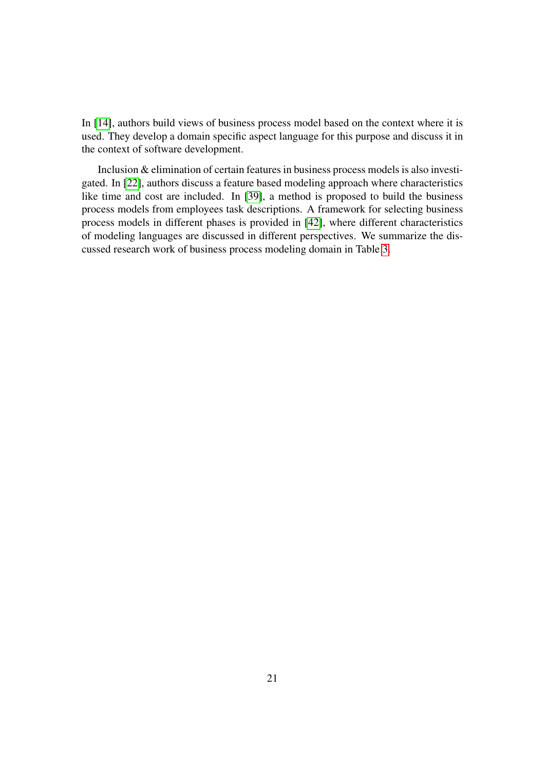In [14], authors build views of business process model based on the context where it is used. They develop a domain specific aspect language for this purpose and discuss it in the context of software development.

Inclusion & elimination of certain features in business process models is also investigated. In [22], authors discuss a feature based modeling approach where characteristics like time and cost are included. In [39], a method is proposed to build the business process models from employees task descriptions. A framework for selecting business process models in different phases is provided in [42], where different characteristics of modeling languages are discussed in different perspectives. We summarize the discussed research work of business process modeling domain in Table 3.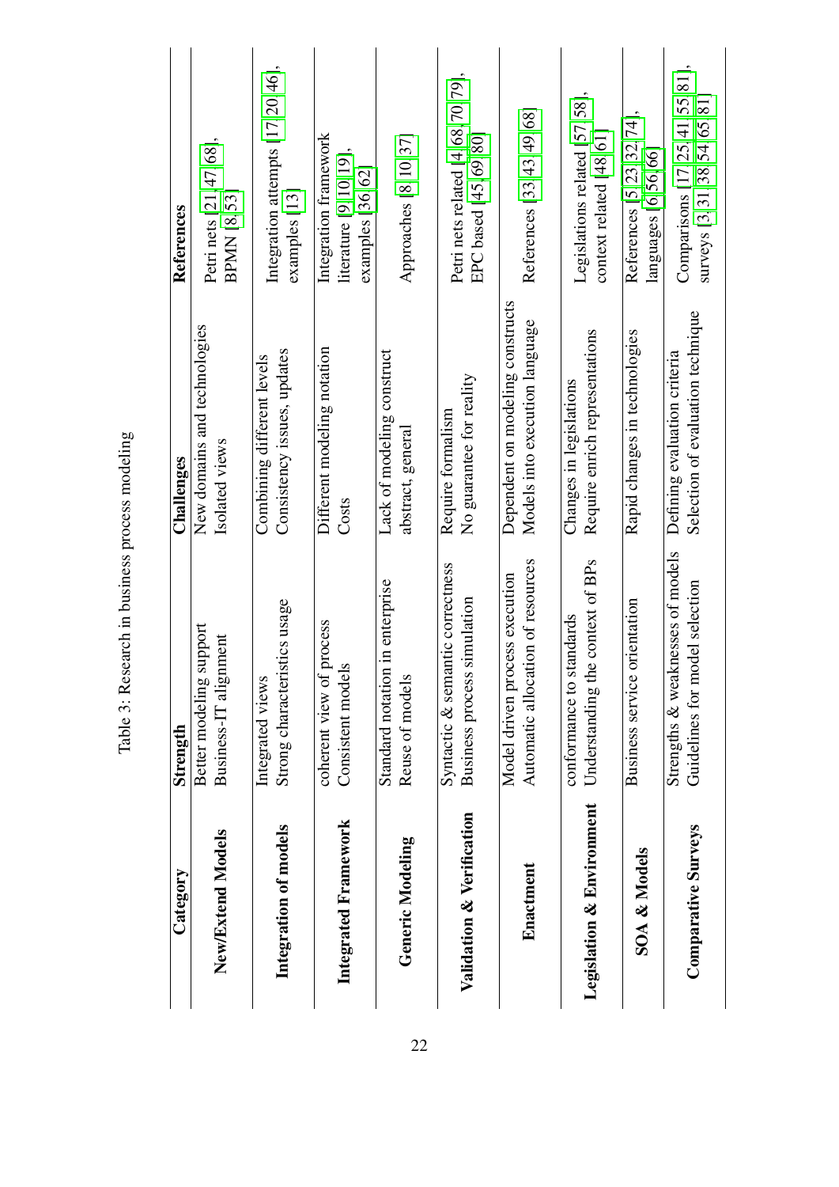Table 3: Research in business process modeling

| Category | Strength | Challenges | References |
|---|---|---|---|
| **New/Extend Models** | Better modeling support<br>Business-IT alignment | New domains and technologies<br>Isolated views | Petri nets [21, 47, 68],<br>BPMN [8, 53] |
| **Integration of models** | Integrated views<br>Strong characteristics usage | Combining different levels<br>Consistency issues, updates | Integration attempts [17, 20, 46],<br>examples [13] |
| **Integrated Framework** | coherent view of process<br>Consistent models | Different modeling notation<br>Costs | Integration framework<br>literature [9, 10, 19],<br>examples [36, 62] |
| **Generic Modeling** | Standard notation in enterprise<br>Reuse of models | Lack of modeling construct<br>abstract, general | Approaches [8, 10, 37] |
| **Validation & Verification** | Syntactic & semantic correctness<br>Business process simulation | Require formalism<br>No guarantee for reality | Petri nets related [4, 68, 70, 79],<br>EPC based [45, 69, 80] |
| **Enactment** | Model driven process execution<br>Automatic allocation of resources | Dependent on modeling constructs<br>Models into execution language | References [33, 43, 49, 68] |
| **Legislation & Environment** | conformance to standards<br>Understanding the context of BPs | Changes in legislations<br>Require enrich representations | Legislations related [57, 58],<br>context related [48, 61] |
| **SOA & Models** | Business service orientation | Rapid changes in technologies | References [5, 23, 32, 74],<br>languages [6, 56, 66] |
| **Comparative Surveys** | Strengths & weaknesses of models<br>Guidelines for model selection | Defining evaluation criteria<br>Selection of evaluation technique | Comparisons [17, 25, 41, 55, 81],<br>surveys [3, 31, 38, 54, 65, 81] |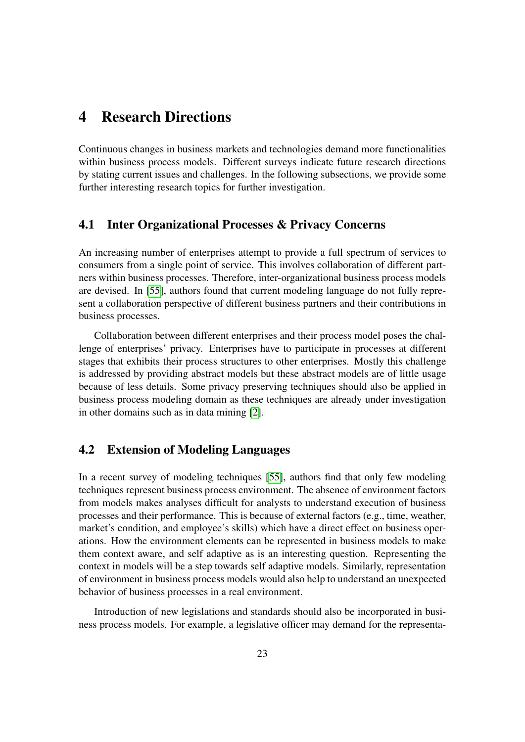# 4 Research Directions

Continuous changes in business markets and technologies demand more functionalities within business process models. Different surveys indicate future research directions by stating current issues and challenges. In the following subsections, we provide some further interesting research topics for further investigation.

## 4.1 Inter Organizational Processes & Privacy Concerns

An increasing number of enterprises attempt to provide a full spectrum of services to consumers from a single point of service. This involves collaboration of different partners within business processes. Therefore, inter-organizational business process models are devised. In [55], authors found that current modeling language do not fully represent a collaboration perspective of different business partners and their contributions in business processes.

Collaboration between different enterprises and their process model poses the challenge of enterprises' privacy. Enterprises have to participate in processes at different stages that exhibits their process structures to other enterprises. Mostly this challenge is addressed by providing abstract models but these abstract models are of little usage because of less details. Some privacy preserving techniques should also be applied in business process modeling domain as these techniques are already under investigation in other domains such as in data mining [2].

## 4.2 Extension of Modeling Languages

In a recent survey of modeling techniques [55], authors find that only few modeling techniques represent business process environment. The absence of environment factors from models makes analyses difficult for analysts to understand execution of business processes and their performance. This is because of external factors (e.g., time, weather, market's condition, and employee's skills) which have a direct effect on business operations. How the environment elements can be represented in business models to make them context aware, and self adaptive as is an interesting question. Representing the context in models will be a step towards self adaptive models. Similarly, representation of environment in business process models would also help to understand an unexpected behavior of business processes in a real environment.

Introduction of new legislations and standards should also be incorporated in business process models. For example, a legislative officer may demand for the representa-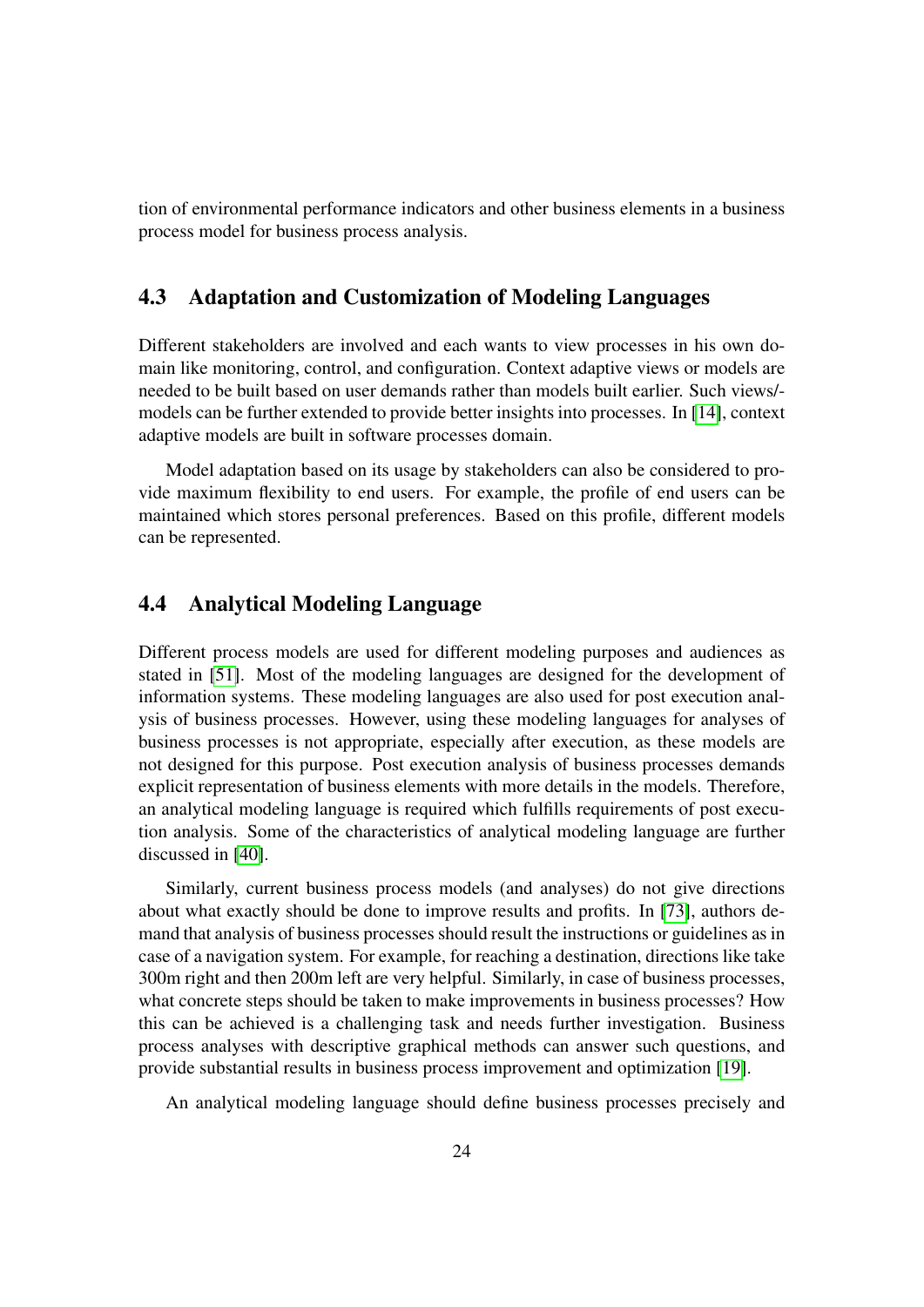tion of environmental performance indicators and other business elements in a business process model for business process analysis.

## 4.3 Adaptation and Customization of Modeling Languages

Different stakeholders are involved and each wants to view processes in his own domain like monitoring, control, and configuration. Context adaptive views or models are needed to be built based on user demands rather than models built earlier. Such views/-models can be further extended to provide better insights into processes. In [14], context adaptive models are built in software processes domain.

Model adaptation based on its usage by stakeholders can also be considered to provide maximum flexibility to end users. For example, the profile of end users can be maintained which stores personal preferences. Based on this profile, different models can be represented.

## 4.4 Analytical Modeling Language

Different process models are used for different modeling purposes and audiences as stated in [51]. Most of the modeling languages are designed for the development of information systems. These modeling languages are also used for post execution analysis of business processes. However, using these modeling languages for analyses of business processes is not appropriate, especially after execution, as these models are not designed for this purpose. Post execution analysis of business processes demands explicit representation of business elements with more details in the models. Therefore, an analytical modeling language is required which fulfills requirements of post execution analysis. Some of the characteristics of analytical modeling language are further discussed in [40].

Similarly, current business process models (and analyses) do not give directions about what exactly should be done to improve results and profits. In [73], authors demand that analysis of business processes should result the instructions or guidelines as in case of a navigation system. For example, for reaching a destination, directions like take 300m right and then 200m left are very helpful. Similarly, in case of business processes, what concrete steps should be taken to make improvements in business processes? How this can be achieved is a challenging task and needs further investigation. Business process analyses with descriptive graphical methods can answer such questions, and provide substantial results in business process improvement and optimization [19].

An analytical modeling language should define business processes precisely and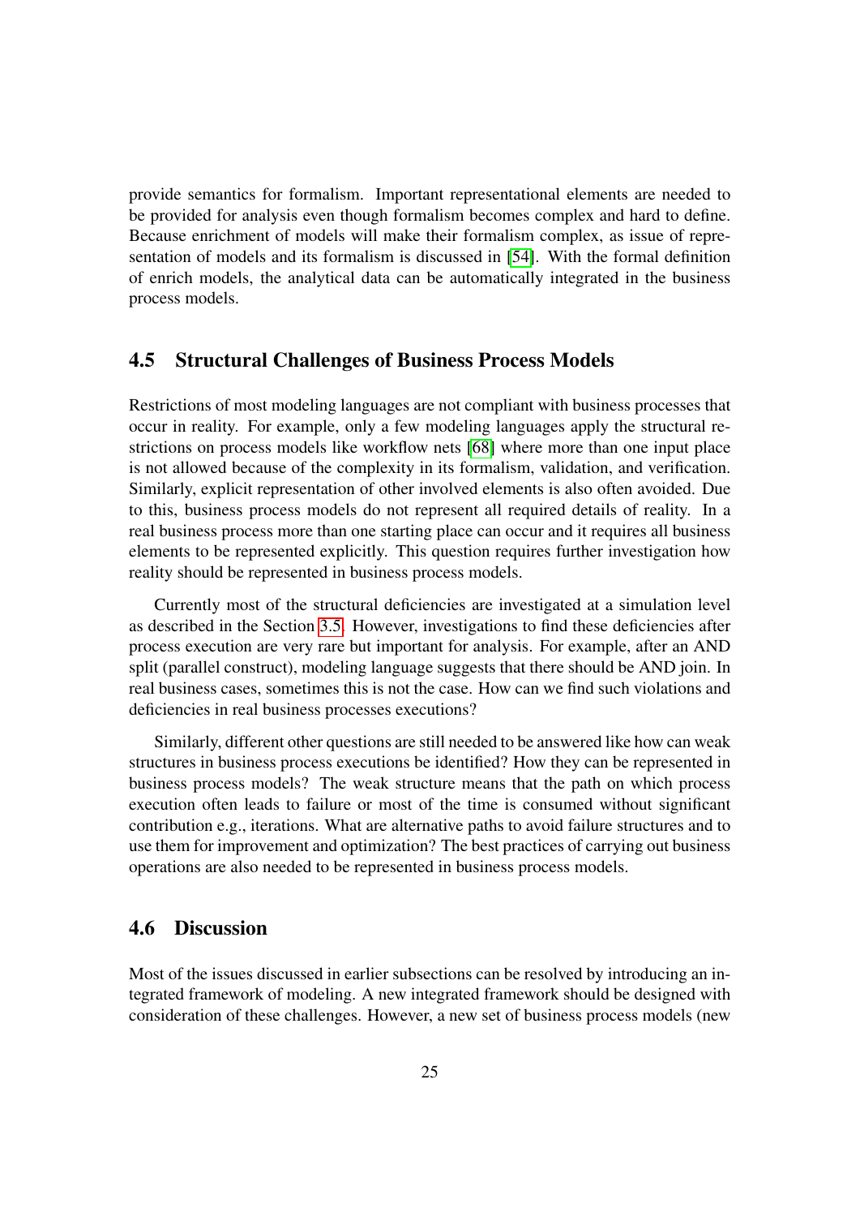provide semantics for formalism. Important representational elements are needed to be provided for analysis even though formalism becomes complex and hard to define. Because enrichment of models will make their formalism complex, as issue of representation of models and its formalism is discussed in [54]. With the formal definition of enrich models, the analytical data can be automatically integrated in the business process models.

## 4.5 Structural Challenges of Business Process Models

Restrictions of most modeling languages are not compliant with business processes that occur in reality. For example, only a few modeling languages apply the structural restrictions on process models like workflow nets [68] where more than one input place is not allowed because of the complexity in its formalism, validation, and verification. Similarly, explicit representation of other involved elements is also often avoided. Due to this, business process models do not represent all required details of reality. In a real business process more than one starting place can occur and it requires all business elements to be represented explicitly. This question requires further investigation how reality should be represented in business process models.

Currently most of the structural deficiencies are investigated at a simulation level as described in the Section 3.5. However, investigations to find these deficiencies after process execution are very rare but important for analysis. For example, after an AND split (parallel construct), modeling language suggests that there should be AND join. In real business cases, sometimes this is not the case. How can we find such violations and deficiencies in real business processes executions?

Similarly, different other questions are still needed to be answered like how can weak structures in business process executions be identified? How they can be represented in business process models? The weak structure means that the path on which process execution often leads to failure or most of the time is consumed without significant contribution e.g., iterations. What are alternative paths to avoid failure structures and to use them for improvement and optimization? The best practices of carrying out business operations are also needed to be represented in business process models.

## 4.6 Discussion

Most of the issues discussed in earlier subsections can be resolved by introducing an integrated framework of modeling. A new integrated framework should be designed with consideration of these challenges. However, a new set of business process models (new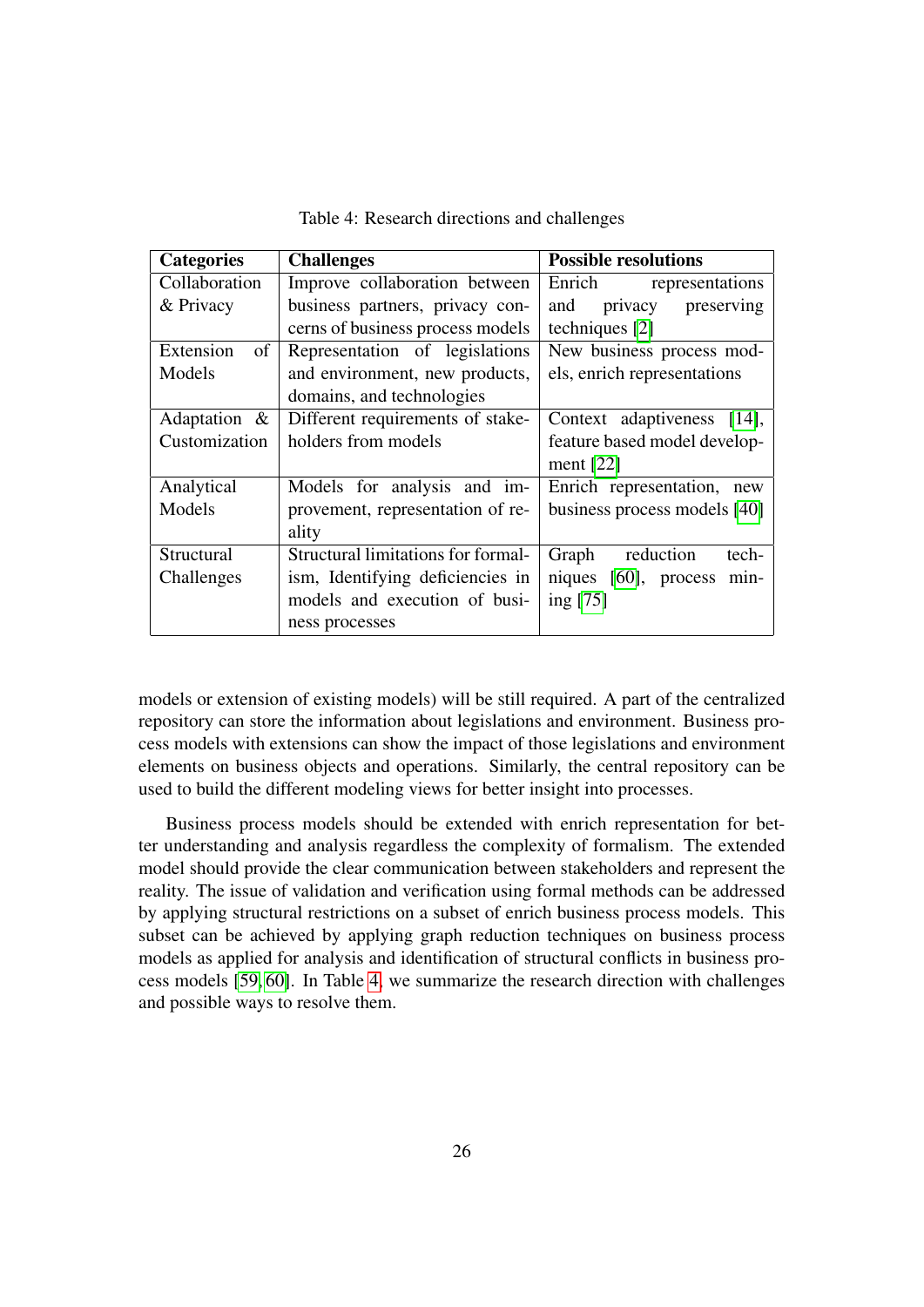Table 4: Research directions and challenges

| Categories | Challenges | Possible resolutions |
|---|---|---|
| Collaboration & Privacy | Improve collaboration between business partners, privacy concerns of business process models | Enrich representations and privacy preserving techniques [2] |
| Extension of Models | Representation of legislations and environment, new products, domains, and technologies | New business process models, enrich representations |
| Adaptation & Customization | Different requirements of stakeholders from models | Context adaptiveness [14], feature based model development [22] |
| Analytical Models | Models for analysis and improvement, representation of reality | Enrich representation, new business process models [40] |
| Structural Challenges | Structural limitations for formalism, Identifying deficiencies in models and execution of business processes | Graph reduction techniques [60], process mining [75] |

models or extension of existing models) will be still required. A part of the centralized repository can store the information about legislations and environment. Business process models with extensions can show the impact of those legislations and environment elements on business objects and operations. Similarly, the central repository can be used to build the different modeling views for better insight into processes.

Business process models should be extended with enrich representation for better understanding and analysis regardless the complexity of formalism. The extended model should provide the clear communication between stakeholders and represent the reality. The issue of validation and verification using formal methods can be addressed by applying structural restrictions on a subset of enrich business process models. This subset can be achieved by applying graph reduction techniques on business process models as applied for analysis and identification of structural conflicts in business process models [59, 60]. In Table 4, we summarize the research direction with challenges and possible ways to resolve them.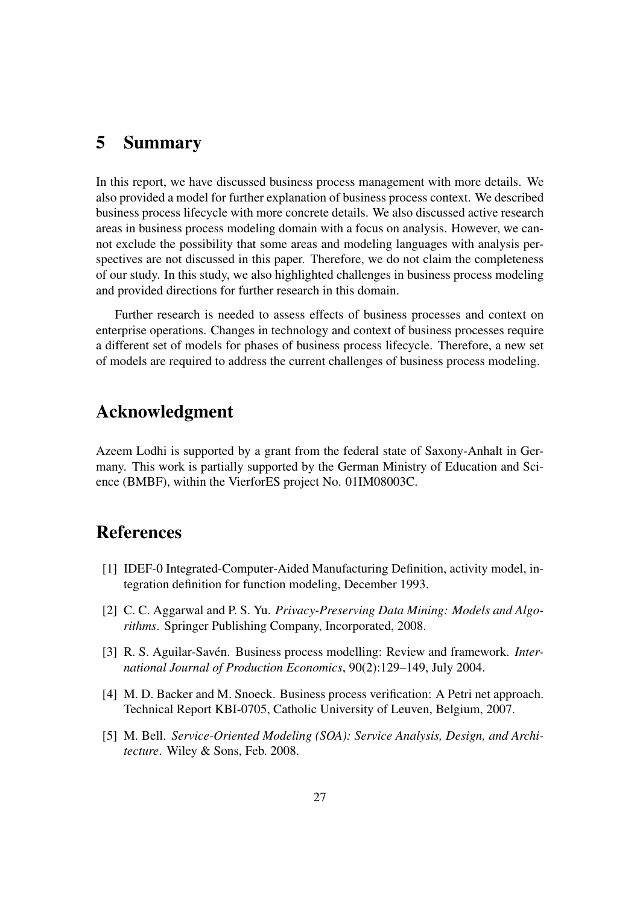# 5 Summary

In this report, we have discussed business process management with more details. We also provided a model for further explanation of business process context. We described business process lifecycle with more concrete details. We also discussed active research areas in business process modeling domain with a focus on analysis. However, we cannot exclude the possibility that some areas and modeling languages with analysis perspectives are not discussed in this paper. Therefore, we do not claim the completeness of our study. In this study, we also highlighted challenges in business process modeling and provided directions for further research in this domain.

Further research is needed to assess effects of business processes and context on enterprise operations. Changes in technology and context of business processes require a different set of models for phases of business process lifecycle. Therefore, a new set of models are required to address the current challenges of business process modeling.

# Acknowledgment

Azeem Lodhi is supported by a grant from the federal state of Saxony-Anhalt in Germany. This work is partially supported by the German Ministry of Education and Science (BMBF), within the VierforES project No. 01IM08003C.

# References

[1] IDEF-0 Integrated-Computer-Aided Manufacturing Definition, activity model, integration definition for function modeling, December 1993.

[2] C. C. Aggarwal and P. S. Yu. *Privacy-Preserving Data Mining: Models and Algorithms*. Springer Publishing Company, Incorporated, 2008.

[3] R. S. Aguilar-Savén. Business process modelling: Review and framework. *International Journal of Production Economics*, 90(2):129–149, July 2004.

[4] M. D. Backer and M. Snoeck. Business process verification: A Petri net approach. Technical Report KBI-0705, Catholic University of Leuven, Belgium, 2007.

[5] M. Bell. *Service-Oriented Modeling (SOA): Service Analysis, Design, and Architecture*. Wiley & Sons, Feb. 2008.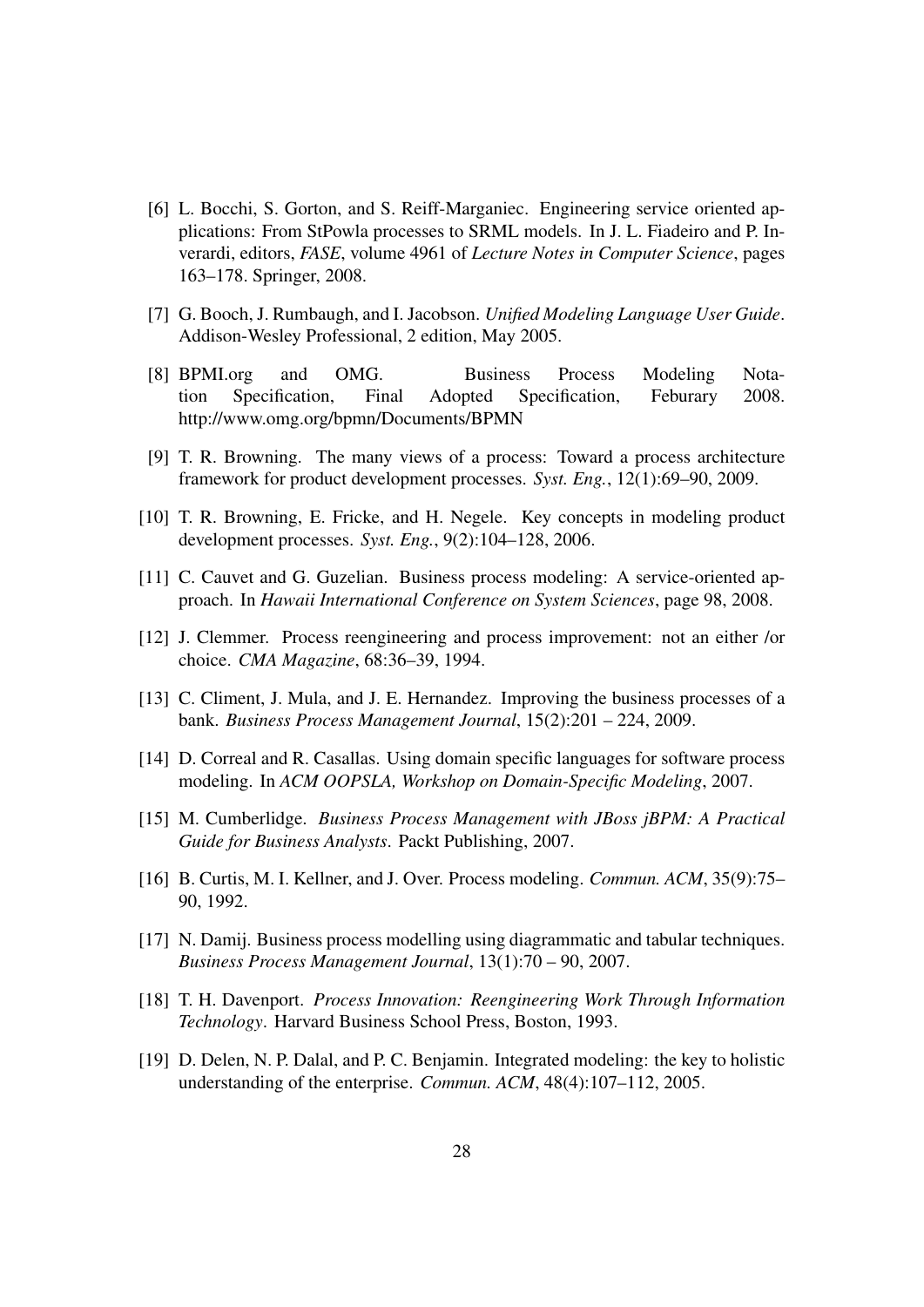[6] L. Bocchi, S. Gorton, and S. Reiff-Marganiec. Engineering service oriented applications: From StPowla processes to SRML models. In J. L. Fiadeiro and P. Inverardi, editors, *FASE*, volume 4961 of *Lecture Notes in Computer Science*, pages 163–178. Springer, 2008.

[7] G. Booch, J. Rumbaugh, and I. Jacobson. *Unified Modeling Language User Guide*. Addison-Wesley Professional, 2 edition, May 2005.

[8] BPMI.org and OMG. Business Process Modeling Notation Specification, Final Adopted Specification, Feburary 2008. http://www.omg.org/bpmn/Documents/BPMN

[9] T. R. Browning. The many views of a process: Toward a process architecture framework for product development processes. *Syst. Eng.*, 12(1):69–90, 2009.

[10] T. R. Browning, E. Fricke, and H. Negele. Key concepts in modeling product development processes. *Syst. Eng.*, 9(2):104–128, 2006.

[11] C. Cauvet and G. Guzelian. Business process modeling: A service-oriented approach. In *Hawaii International Conference on System Sciences*, page 98, 2008.

[12] J. Clemmer. Process reengineering and process improvement: not an either /or choice. *CMA Magazine*, 68:36–39, 1994.

[13] C. Climent, J. Mula, and J. E. Hernandez. Improving the business processes of a bank. *Business Process Management Journal*, 15(2):201 – 224, 2009.

[14] D. Correal and R. Casallas. Using domain specific languages for software process modeling. In *ACM OOPSLA, Workshop on Domain-Specific Modeling*, 2007.

[15] M. Cumberlidge. *Business Process Management with JBoss jBPM: A Practical Guide for Business Analysts*. Packt Publishing, 2007.

[16] B. Curtis, M. I. Kellner, and J. Over. Process modeling. *Commun. ACM*, 35(9):75–90, 1992.

[17] N. Damij. Business process modelling using diagrammatic and tabular techniques. *Business Process Management Journal*, 13(1):70 – 90, 2007.

[18] T. H. Davenport. *Process Innovation: Reengineering Work Through Information Technology*. Harvard Business School Press, Boston, 1993.

[19] D. Delen, N. P. Dalal, and P. C. Benjamin. Integrated modeling: the key to holistic understanding of the enterprise. *Commun. ACM*, 48(4):107–112, 2005.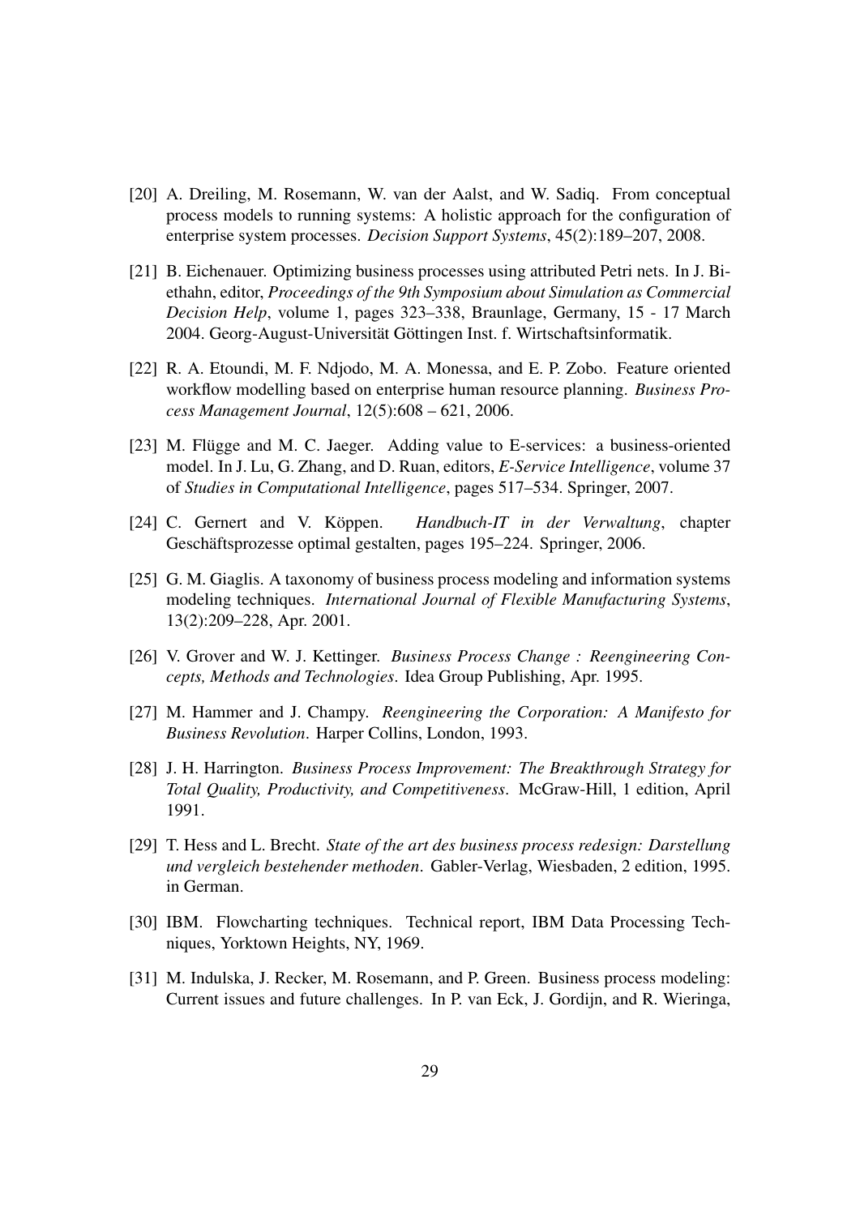[20] A. Dreiling, M. Rosemann, W. van der Aalst, and W. Sadiq. From conceptual process models to running systems: A holistic approach for the configuration of enterprise system processes. *Decision Support Systems*, 45(2):189–207, 2008.

[21] B. Eichenauer. Optimizing business processes using attributed Petri nets. In J. Biethahn, editor, *Proceedings of the 9th Symposium about Simulation as Commercial Decision Help*, volume 1, pages 323–338, Braunlage, Germany, 15 - 17 March 2004. Georg-August-Universität Göttingen Inst. f. Wirtschaftsinformatik.

[22] R. A. Etoundi, M. F. Ndjodo, M. A. Monessa, and E. P. Zobo. Feature oriented workflow modelling based on enterprise human resource planning. *Business Process Management Journal*, 12(5):608 – 621, 2006.

[23] M. Flügge and M. C. Jaeger. Adding value to E-services: a business-oriented model. In J. Lu, G. Zhang, and D. Ruan, editors, *E-Service Intelligence*, volume 37 of *Studies in Computational Intelligence*, pages 517–534. Springer, 2007.

[24] C. Gernert and V. Köppen. *Handbuch-IT in der Verwaltung*, chapter Geschäftsprozesse optimal gestalten, pages 195–224. Springer, 2006.

[25] G. M. Giaglis. A taxonomy of business process modeling and information systems modeling techniques. *International Journal of Flexible Manufacturing Systems*, 13(2):209–228, Apr. 2001.

[26] V. Grover and W. J. Kettinger. *Business Process Change : Reengineering Concepts, Methods and Technologies*. Idea Group Publishing, Apr. 1995.

[27] M. Hammer and J. Champy. *Reengineering the Corporation: A Manifesto for Business Revolution*. Harper Collins, London, 1993.

[28] J. H. Harrington. *Business Process Improvement: The Breakthrough Strategy for Total Quality, Productivity, and Competitiveness*. McGraw-Hill, 1 edition, April 1991.

[29] T. Hess and L. Brecht. *State of the art des business process redesign: Darstellung und vergleich bestehender methoden*. Gabler-Verlag, Wiesbaden, 2 edition, 1995. in German.

[30] IBM. Flowcharting techniques. Technical report, IBM Data Processing Techniques, Yorktown Heights, NY, 1969.

[31] M. Indulska, J. Recker, M. Rosemann, and P. Green. Business process modeling: Current issues and future challenges. In P. van Eck, J. Gordijn, and R. Wieringa,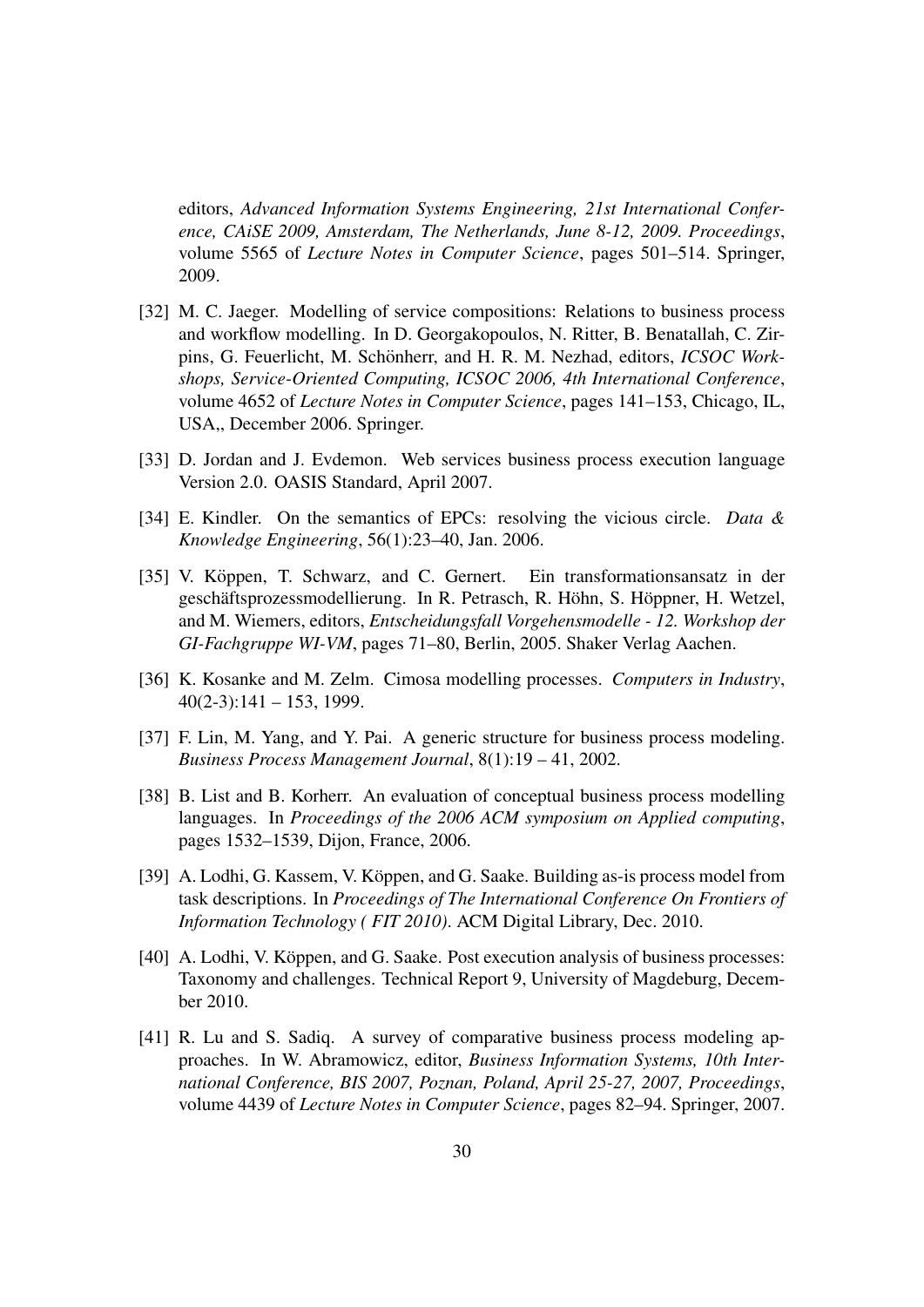editors, *Advanced Information Systems Engineering, 21st International Conference, CAiSE 2009, Amsterdam, The Netherlands, June 8-12, 2009. Proceedings*, volume 5565 of *Lecture Notes in Computer Science*, pages 501–514. Springer, 2009.

[32] M. C. Jaeger. Modelling of service compositions: Relations to business process and workflow modelling. In D. Georgakopoulos, N. Ritter, B. Benatallah, C. Zirpins, G. Feuerlicht, M. Schönherr, and H. R. M. Nezhad, editors, *ICSOC Workshops, Service-Oriented Computing, ICSOC 2006, 4th International Conference*, volume 4652 of *Lecture Notes in Computer Science*, pages 141–153, Chicago, IL, USA,, December 2006. Springer.

[33] D. Jordan and J. Evdemon. Web services business process execution language Version 2.0. OASIS Standard, April 2007.

[34] E. Kindler. On the semantics of EPCs: resolving the vicious circle. *Data & Knowledge Engineering*, 56(1):23–40, Jan. 2006.

[35] V. Köppen, T. Schwarz, and C. Gernert. Ein transformationsansatz in der geschäftsprozessmodellierung. In R. Petrasch, R. Höhn, S. Höppner, H. Wetzel, and M. Wiemers, editors, *Entscheidungsfall Vorgehensmodelle - 12. Workshop der GI-Fachgruppe WI-VM*, pages 71–80, Berlin, 2005. Shaker Verlag Aachen.

[36] K. Kosanke and M. Zelm. Cimosa modelling processes. *Computers in Industry*, 40(2-3):141 – 153, 1999.

[37] F. Lin, M. Yang, and Y. Pai. A generic structure for business process modeling. *Business Process Management Journal*, 8(1):19 – 41, 2002.

[38] B. List and B. Korherr. An evaluation of conceptual business process modelling languages. In *Proceedings of the 2006 ACM symposium on Applied computing*, pages 1532–1539, Dijon, France, 2006.

[39] A. Lodhi, G. Kassem, V. Köppen, and G. Saake. Building as-is process model from task descriptions. In *Proceedings of The International Conference On Frontiers of Information Technology ( FIT 2010)*. ACM Digital Library, Dec. 2010.

[40] A. Lodhi, V. Köppen, and G. Saake. Post execution analysis of business processes: Taxonomy and challenges. Technical Report 9, University of Magdeburg, December 2010.

[41] R. Lu and S. Sadiq. A survey of comparative business process modeling approaches. In W. Abramowicz, editor, *Business Information Systems, 10th International Conference, BIS 2007, Poznan, Poland, April 25-27, 2007, Proceedings*, volume 4439 of *Lecture Notes in Computer Science*, pages 82–94. Springer, 2007.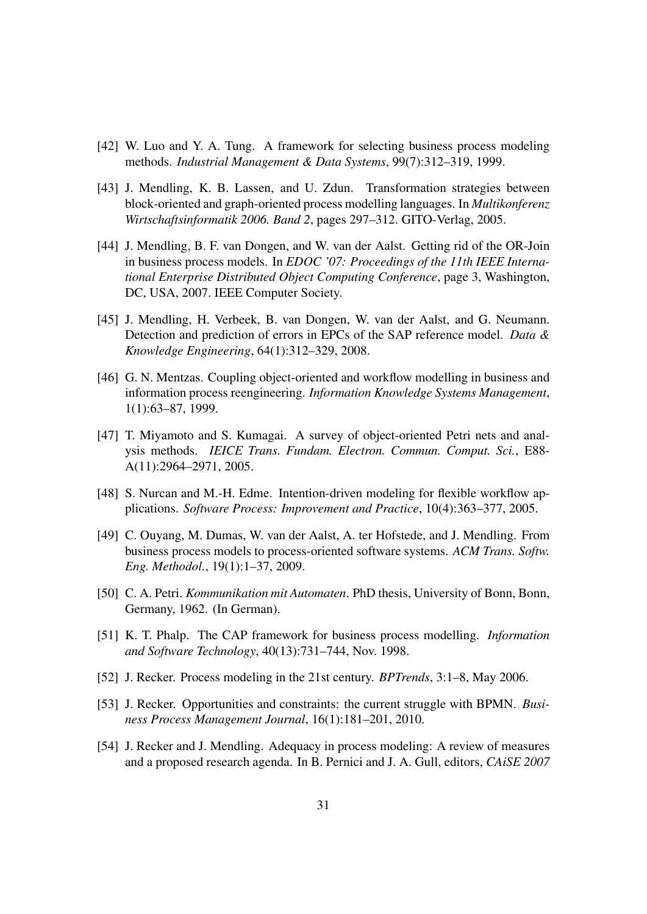[42] W. Luo and Y. A. Tung. A framework for selecting business process modeling methods. *Industrial Management & Data Systems*, 99(7):312–319, 1999.

[43] J. Mendling, K. B. Lassen, and U. Zdun. Transformation strategies between block-oriented and graph-oriented process modelling languages. In *Multikonferenz Wirtschaftsinformatik 2006. Band 2*, pages 297–312. GITO-Verlag, 2005.

[44] J. Mendling, B. F. van Dongen, and W. van der Aalst. Getting rid of the OR-Join in business process models. In *EDOC '07: Proceedings of the 11th IEEE International Enterprise Distributed Object Computing Conference*, page 3, Washington, DC, USA, 2007. IEEE Computer Society.

[45] J. Mendling, H. Verbeek, B. van Dongen, W. van der Aalst, and G. Neumann. Detection and prediction of errors in EPCs of the SAP reference model. *Data & Knowledge Engineering*, 64(1):312–329, 2008.

[46] G. N. Mentzas. Coupling object-oriented and workflow modelling in business and information process reengineering. *Information Knowledge Systems Management*, 1(1):63–87, 1999.

[47] T. Miyamoto and S. Kumagai. A survey of object-oriented Petri nets and analysis methods. *IEICE Trans. Fundam. Electron. Commun. Comput. Sci.*, E88-A(11):2964–2971, 2005.

[48] S. Nurcan and M.-H. Edme. Intention-driven modeling for flexible workflow applications. *Software Process: Improvement and Practice*, 10(4):363–377, 2005.

[49] C. Ouyang, M. Dumas, W. van der Aalst, A. ter Hofstede, and J. Mendling. From business process models to process-oriented software systems. *ACM Trans. Softw. Eng. Methodol.*, 19(1):1–37, 2009.

[50] C. A. Petri. *Kommunikation mit Automaten*. PhD thesis, University of Bonn, Bonn, Germany, 1962. (In German).

[51] K. T. Phalp. The CAP framework for business process modelling. *Information and Software Technology*, 40(13):731–744, Nov. 1998.

[52] J. Recker. Process modeling in the 21st century. *BPTrends*, 3:1–8, May 2006.

[53] J. Recker. Opportunities and constraints: the current struggle with BPMN. *Business Process Management Journal*, 16(1):181–201, 2010.

[54] J. Recker and J. Mendling. Adequacy in process modeling: A review of measures and a proposed research agenda. In B. Pernici and J. A. Gull, editors, *CAiSE 2007*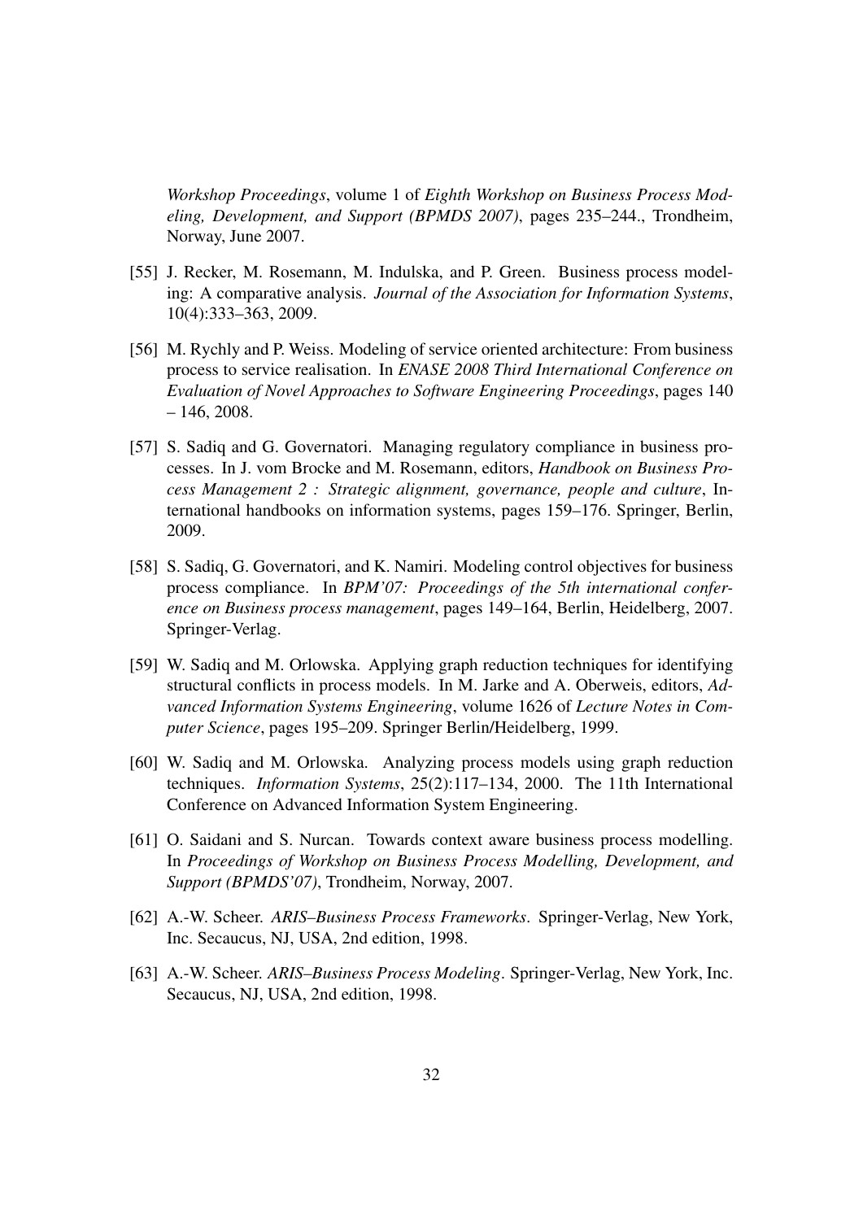*Workshop Proceedings*, volume 1 of *Eighth Workshop on Business Process Modeling, Development, and Support (BPMDS 2007)*, pages 235–244., Trondheim, Norway, June 2007.

[55] J. Recker, M. Rosemann, M. Indulska, and P. Green. Business process modeling: A comparative analysis. *Journal of the Association for Information Systems*, 10(4):333–363, 2009.

[56] M. Rychly and P. Weiss. Modeling of service oriented architecture: From business process to service realisation. In *ENASE 2008 Third International Conference on Evaluation of Novel Approaches to Software Engineering Proceedings*, pages 140 – 146, 2008.

[57] S. Sadiq and G. Governatori. Managing regulatory compliance in business processes. In J. vom Brocke and M. Rosemann, editors, *Handbook on Business Process Management 2 : Strategic alignment, governance, people and culture*, International handbooks on information systems, pages 159–176. Springer, Berlin, 2009.

[58] S. Sadiq, G. Governatori, and K. Namiri. Modeling control objectives for business process compliance. In *BPM'07: Proceedings of the 5th international conference on Business process management*, pages 149–164, Berlin, Heidelberg, 2007. Springer-Verlag.

[59] W. Sadiq and M. Orlowska. Applying graph reduction techniques for identifying structural conflicts in process models. In M. Jarke and A. Oberweis, editors, *Advanced Information Systems Engineering*, volume 1626 of *Lecture Notes in Computer Science*, pages 195–209. Springer Berlin/Heidelberg, 1999.

[60] W. Sadiq and M. Orlowska. Analyzing process models using graph reduction techniques. *Information Systems*, 25(2):117–134, 2000. The 11th International Conference on Advanced Information System Engineering.

[61] O. Saidani and S. Nurcan. Towards context aware business process modelling. In *Proceedings of Workshop on Business Process Modelling, Development, and Support (BPMDS'07)*, Trondheim, Norway, 2007.

[62] A.-W. Scheer. *ARIS–Business Process Frameworks*. Springer-Verlag, New York, Inc. Secaucus, NJ, USA, 2nd edition, 1998.

[63] A.-W. Scheer. *ARIS–Business Process Modeling*. Springer-Verlag, New York, Inc. Secaucus, NJ, USA, 2nd edition, 1998.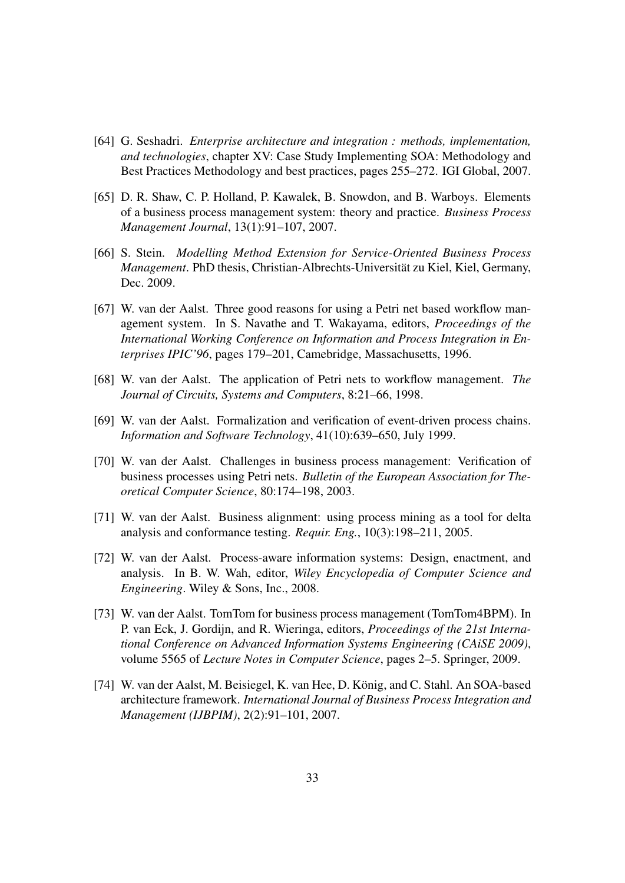[64] G. Seshadri. *Enterprise architecture and integration : methods, implementation, and technologies*, chapter XV: Case Study Implementing SOA: Methodology and Best Practices Methodology and best practices, pages 255–272. IGI Global, 2007.

[65] D. R. Shaw, C. P. Holland, P. Kawalek, B. Snowdon, and B. Warboys. Elements of a business process management system: theory and practice. *Business Process Management Journal*, 13(1):91–107, 2007.

[66] S. Stein. *Modelling Method Extension for Service-Oriented Business Process Management*. PhD thesis, Christian-Albrechts-Universität zu Kiel, Kiel, Germany, Dec. 2009.

[67] W. van der Aalst. Three good reasons for using a Petri net based workflow management system. In S. Navathe and T. Wakayama, editors, *Proceedings of the International Working Conference on Information and Process Integration in Enterprises IPIC'96*, pages 179–201, Camebridge, Massachusetts, 1996.

[68] W. van der Aalst. The application of Petri nets to workflow management. *The Journal of Circuits, Systems and Computers*, 8:21–66, 1998.

[69] W. van der Aalst. Formalization and verification of event-driven process chains. *Information and Software Technology*, 41(10):639–650, July 1999.

[70] W. van der Aalst. Challenges in business process management: Verification of business processes using Petri nets. *Bulletin of the European Association for Theoretical Computer Science*, 80:174–198, 2003.

[71] W. van der Aalst. Business alignment: using process mining as a tool for delta analysis and conformance testing. *Requir. Eng.*, 10(3):198–211, 2005.

[72] W. van der Aalst. Process-aware information systems: Design, enactment, and analysis. In B. W. Wah, editor, *Wiley Encyclopedia of Computer Science and Engineering*. Wiley & Sons, Inc., 2008.

[73] W. van der Aalst. TomTom for business process management (TomTom4BPM). In P. van Eck, J. Gordijn, and R. Wieringa, editors, *Proceedings of the 21st International Conference on Advanced Information Systems Engineering (CAiSE 2009)*, volume 5565 of *Lecture Notes in Computer Science*, pages 2–5. Springer, 2009.

[74] W. van der Aalst, M. Beisiegel, K. van Hee, D. König, and C. Stahl. An SOA-based architecture framework. *International Journal of Business Process Integration and Management (IJBPIM)*, 2(2):91–101, 2007.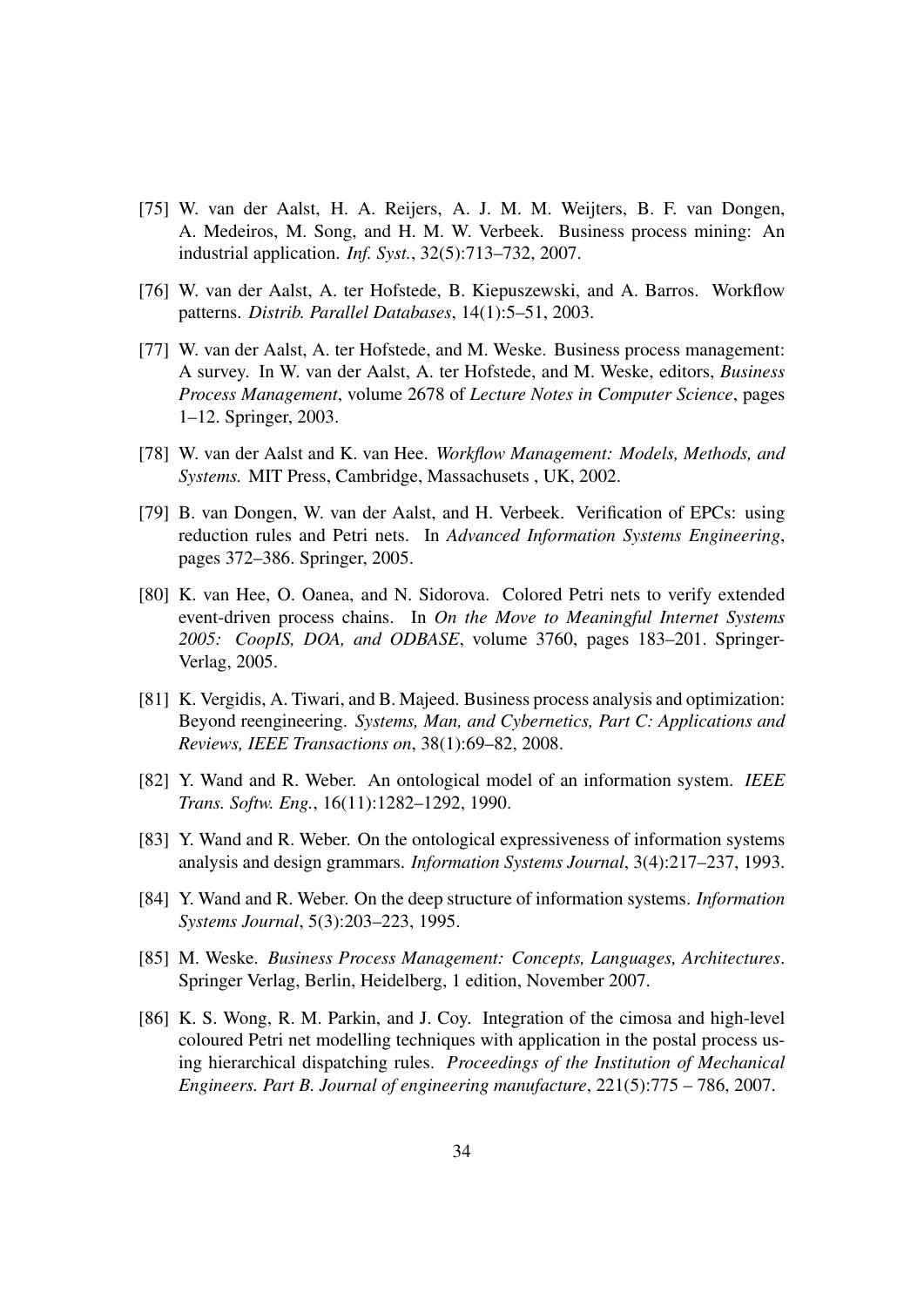[75] W. van der Aalst, H. A. Reijers, A. J. M. M. Weijters, B. F. van Dongen, A. Medeiros, M. Song, and H. M. W. Verbeek. Business process mining: An industrial application. *Inf. Syst.*, 32(5):713–732, 2007.

[76] W. van der Aalst, A. ter Hofstede, B. Kiepuszewski, and A. Barros. Workflow patterns. *Distrib. Parallel Databases*, 14(1):5–51, 2003.

[77] W. van der Aalst, A. ter Hofstede, and M. Weske. Business process management: A survey. In W. van der Aalst, A. ter Hofstede, and M. Weske, editors, *Business Process Management*, volume 2678 of *Lecture Notes in Computer Science*, pages 1–12. Springer, 2003.

[78] W. van der Aalst and K. van Hee. *Workflow Management: Models, Methods, and Systems.* MIT Press, Cambridge, Massachusets , UK, 2002.

[79] B. van Dongen, W. van der Aalst, and H. Verbeek. Verification of EPCs: using reduction rules and Petri nets. In *Advanced Information Systems Engineering*, pages 372–386. Springer, 2005.

[80] K. van Hee, O. Oanea, and N. Sidorova. Colored Petri nets to verify extended event-driven process chains. In *On the Move to Meaningful Internet Systems 2005: CoopIS, DOA, and ODBASE*, volume 3760, pages 183–201. Springer-Verlag, 2005.

[81] K. Vergidis, A. Tiwari, and B. Majeed. Business process analysis and optimization: Beyond reengineering. *Systems, Man, and Cybernetics, Part C: Applications and Reviews, IEEE Transactions on*, 38(1):69–82, 2008.

[82] Y. Wand and R. Weber. An ontological model of an information system. *IEEE Trans. Softw. Eng.*, 16(11):1282–1292, 1990.

[83] Y. Wand and R. Weber. On the ontological expressiveness of information systems analysis and design grammars. *Information Systems Journal*, 3(4):217–237, 1993.

[84] Y. Wand and R. Weber. On the deep structure of information systems. *Information Systems Journal*, 5(3):203–223, 1995.

[85] M. Weske. *Business Process Management: Concepts, Languages, Architectures*. Springer Verlag, Berlin, Heidelberg, 1 edition, November 2007.

[86] K. S. Wong, R. M. Parkin, and J. Coy. Integration of the cimosa and high-level coloured Petri net modelling techniques with application in the postal process using hierarchical dispatching rules. *Proceedings of the Institution of Mechanical Engineers. Part B. Journal of engineering manufacture*, 221(5):775 – 786, 2007.